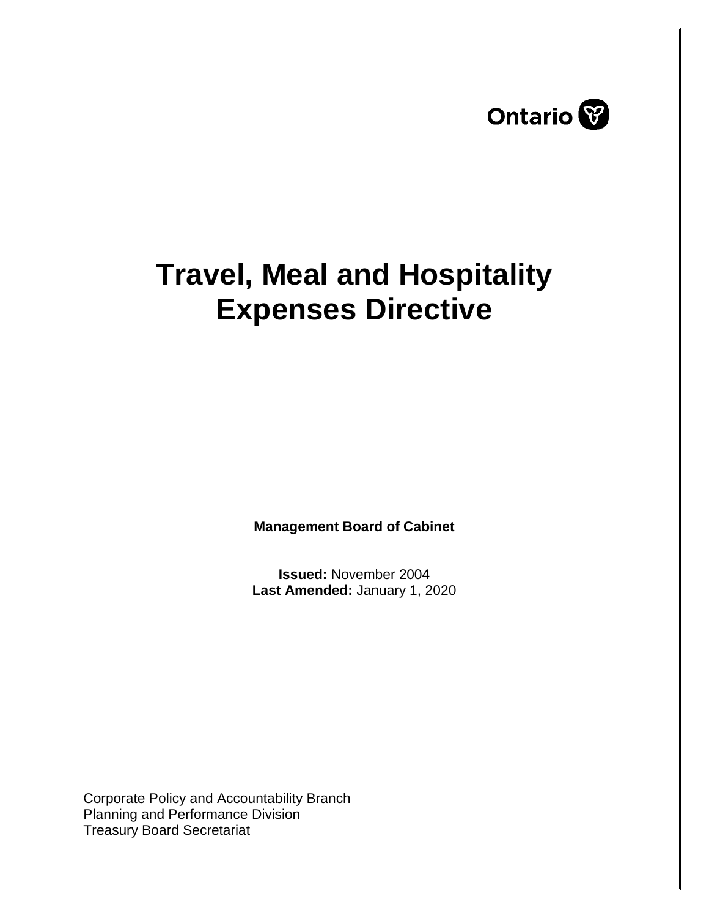Ontario

# Travel, Meal and Hospitality Expenses Directive

**Management Board of Cabinet**

**Issued:** November 2004
**Last Amended:** January 1, 2020

Corporate Policy and Accountability Branch
Planning and Performance Division
Treasury Board Secretariat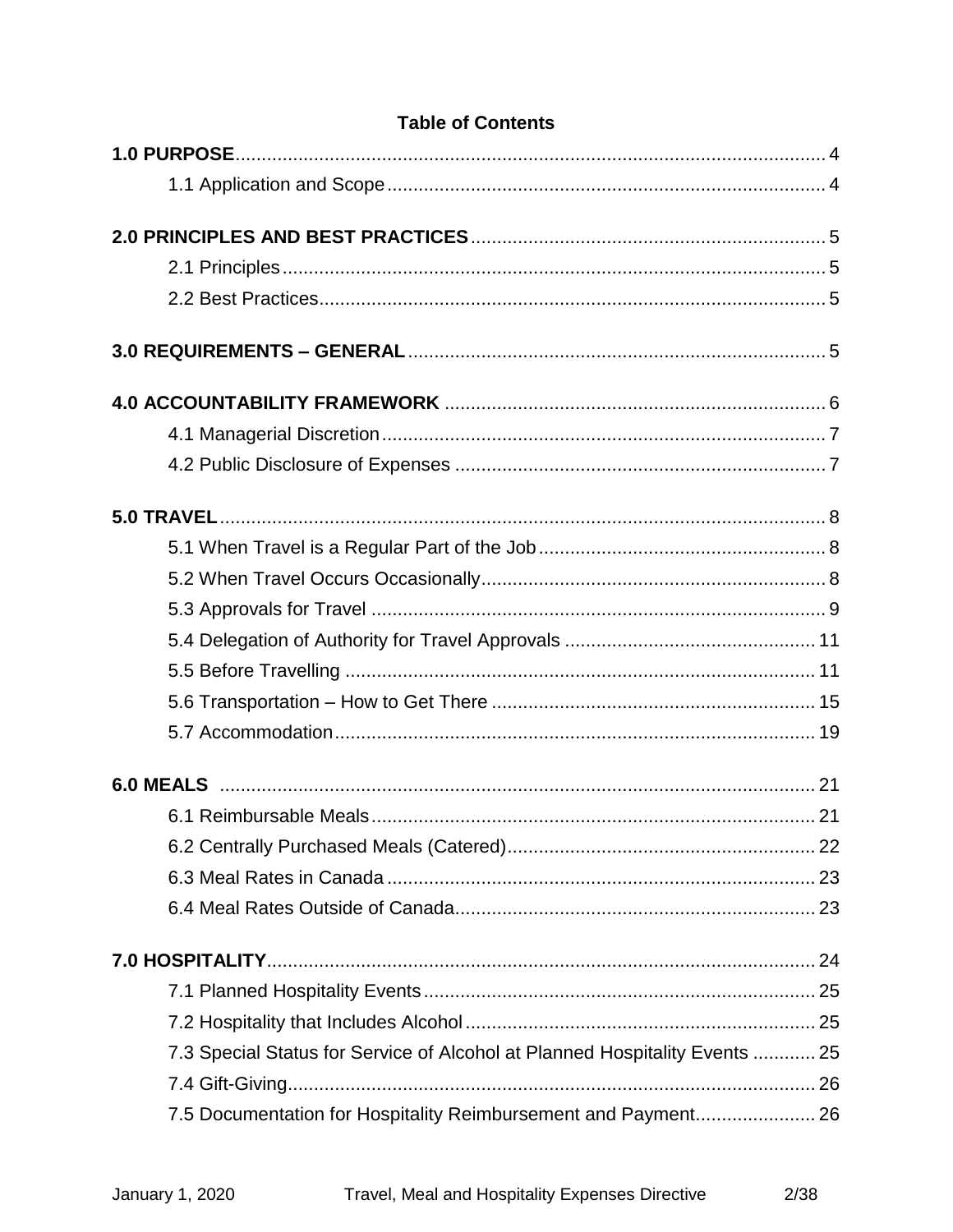## Table of Contents

**1.0 PURPOSE** ..... 4

- 1.1 Application and Scope ..... 4

**2.0 PRINCIPLES AND BEST PRACTICES** ..... 5

- 2.1 Principles ..... 5
- 2.2 Best Practices ..... 5

**3.0 REQUIREMENTS – GENERAL** ..... 5

**4.0 ACCOUNTABILITY FRAMEWORK** ..... 6

- 4.1 Managerial Discretion ..... 7
- 4.2 Public Disclosure of Expenses ..... 7

**5.0 TRAVEL** ..... 8

- 5.1 When Travel is a Regular Part of the Job ..... 8
- 5.2 When Travel Occurs Occasionally ..... 8
- 5.3 Approvals for Travel ..... 9
- 5.4 Delegation of Authority for Travel Approvals ..... 11
- 5.5 Before Travelling ..... 11
- 5.6 Transportation – How to Get There ..... 15
- 5.7 Accommodation ..... 19

**6.0 MEALS** ..... 21

- 6.1 Reimbursable Meals ..... 21
- 6.2 Centrally Purchased Meals (Catered) ..... 22
- 6.3 Meal Rates in Canada ..... 23
- 6.4 Meal Rates Outside of Canada ..... 23

**7.0 HOSPITALITY** ..... 24

- 7.1 Planned Hospitality Events ..... 25
- 7.2 Hospitality that Includes Alcohol ..... 25
- 7.3 Special Status for Service of Alcohol at Planned Hospitality Events ..... 25
- 7.4 Gift-Giving ..... 26
- 7.5 Documentation for Hospitality Reimbursement and Payment ..... 26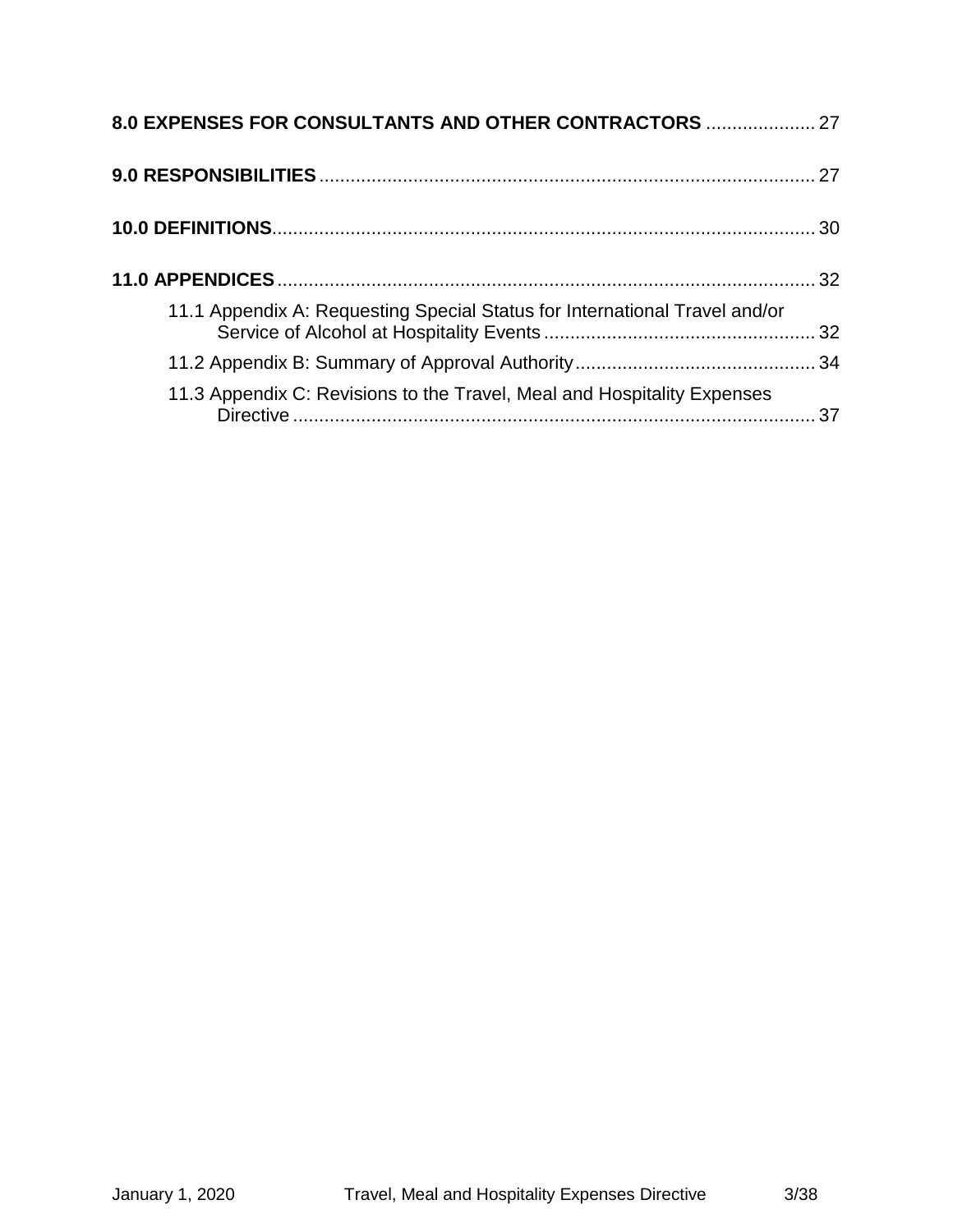**8.0 EXPENSES FOR CONSULTANTS AND OTHER CONTRACTORS** ..................... 27

**9.0 RESPONSIBILITIES** .............................................................................................. 27

**10.0 DEFINITIONS**...................................................................................................... 30

**11.0 APPENDICES** ...................................................................................................... 32

- 11.1 Appendix A: Requesting Special Status for International Travel and/or Service of Alcohol at Hospitality Events ................................................... 32
- 11.2 Appendix B: Summary of Approval Authority ............................................. 34
- 11.3 Appendix C: Revisions to the Travel, Meal and Hospitality Expenses Directive .................................................................................................... 37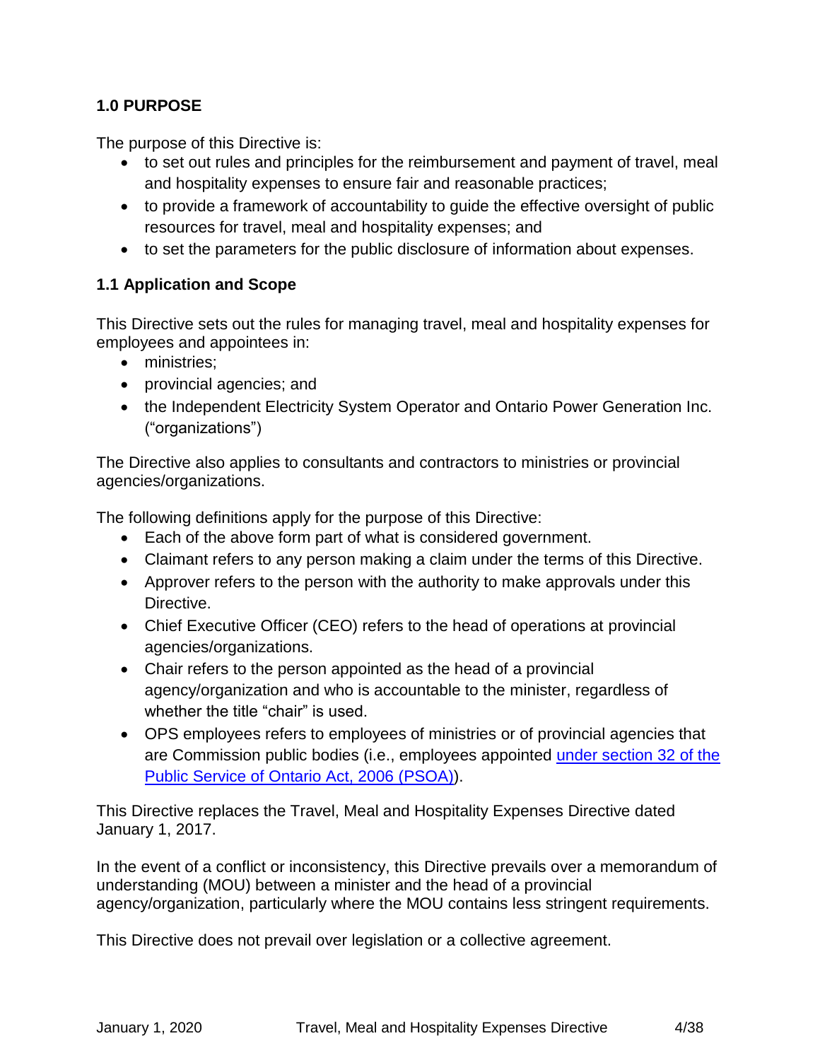## 1.0 PURPOSE

The purpose of this Directive is:

- to set out rules and principles for the reimbursement and payment of travel, meal and hospitality expenses to ensure fair and reasonable practices;
- to provide a framework of accountability to guide the effective oversight of public resources for travel, meal and hospitality expenses; and
- to set the parameters for the public disclosure of information about expenses.

### 1.1 Application and Scope

This Directive sets out the rules for managing travel, meal and hospitality expenses for employees and appointees in:

- ministries;
- provincial agencies; and
- the Independent Electricity System Operator and Ontario Power Generation Inc. ("organizations")

The Directive also applies to consultants and contractors to ministries or provincial agencies/organizations.

The following definitions apply for the purpose of this Directive:

- Each of the above form part of what is considered government.
- Claimant refers to any person making a claim under the terms of this Directive.
- Approver refers to the person with the authority to make approvals under this Directive.
- Chief Executive Officer (CEO) refers to the head of operations at provincial agencies/organizations.
- Chair refers to the person appointed as the head of a provincial agency/organization and who is accountable to the minister, regardless of whether the title "chair" is used.
- OPS employees refers to employees of ministries or of provincial agencies that are Commission public bodies (i.e., employees appointed under section 32 of the Public Service of Ontario Act, 2006 (PSOA)).

This Directive replaces the Travel, Meal and Hospitality Expenses Directive dated January 1, 2017.

In the event of a conflict or inconsistency, this Directive prevails over a memorandum of understanding (MOU) between a minister and the head of a provincial agency/organization, particularly where the MOU contains less stringent requirements.

This Directive does not prevail over legislation or a collective agreement.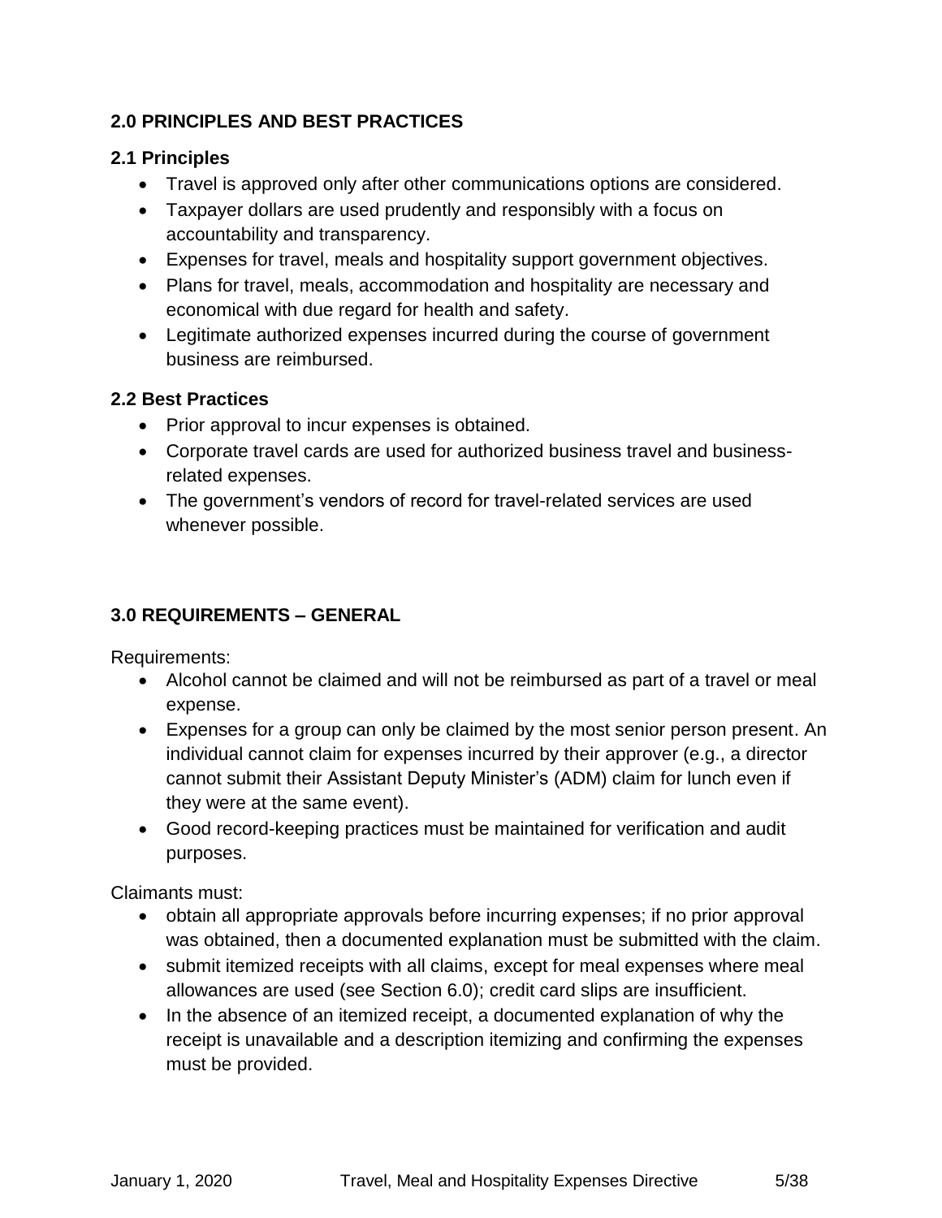## 2.0 PRINCIPLES AND BEST PRACTICES

### 2.1 Principles

- Travel is approved only after other communications options are considered.
- Taxpayer dollars are used prudently and responsibly with a focus on accountability and transparency.
- Expenses for travel, meals and hospitality support government objectives.
- Plans for travel, meals, accommodation and hospitality are necessary and economical with due regard for health and safety.
- Legitimate authorized expenses incurred during the course of government business are reimbursed.

### 2.2 Best Practices

- Prior approval to incur expenses is obtained.
- Corporate travel cards are used for authorized business travel and business-related expenses.
- The government's vendors of record for travel-related services are used whenever possible.

## 3.0 REQUIREMENTS – GENERAL

Requirements:

- Alcohol cannot be claimed and will not be reimbursed as part of a travel or meal expense.
- Expenses for a group can only be claimed by the most senior person present. An individual cannot claim for expenses incurred by their approver (e.g., a director cannot submit their Assistant Deputy Minister's (ADM) claim for lunch even if they were at the same event).
- Good record-keeping practices must be maintained for verification and audit purposes.

Claimants must:

- obtain all appropriate approvals before incurring expenses; if no prior approval was obtained, then a documented explanation must be submitted with the claim.
- submit itemized receipts with all claims, except for meal expenses where meal allowances are used (see Section 6.0); credit card slips are insufficient.
- In the absence of an itemized receipt, a documented explanation of why the receipt is unavailable and a description itemizing and confirming the expenses must be provided.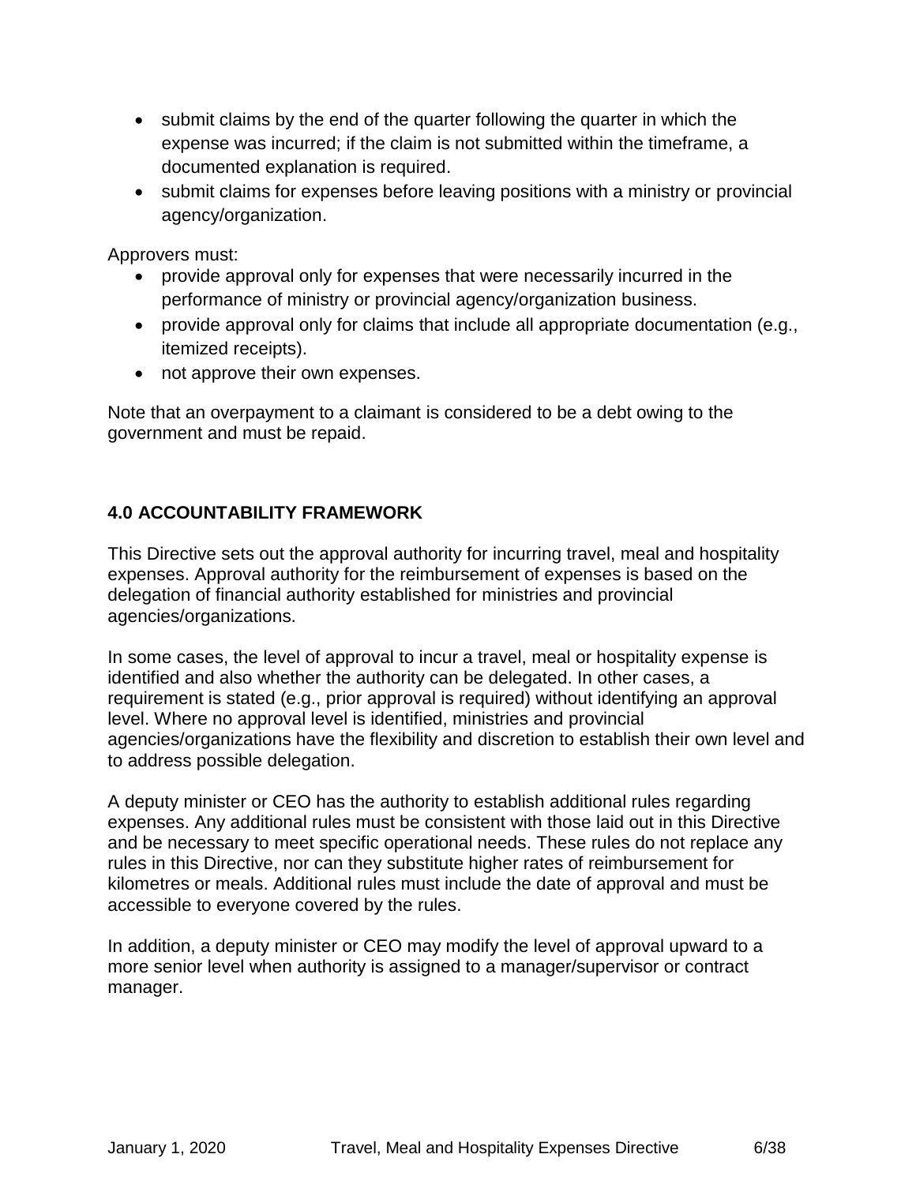- submit claims by the end of the quarter following the quarter in which the expense was incurred; if the claim is not submitted within the timeframe, a documented explanation is required.
- submit claims for expenses before leaving positions with a ministry or provincial agency/organization.

Approvers must:

- provide approval only for expenses that were necessarily incurred in the performance of ministry or provincial agency/organization business.
- provide approval only for claims that include all appropriate documentation (e.g., itemized receipts).
- not approve their own expenses.

Note that an overpayment to a claimant is considered to be a debt owing to the government and must be repaid.

## 4.0 ACCOUNTABILITY FRAMEWORK

This Directive sets out the approval authority for incurring travel, meal and hospitality expenses. Approval authority for the reimbursement of expenses is based on the delegation of financial authority established for ministries and provincial agencies/organizations.

In some cases, the level of approval to incur a travel, meal or hospitality expense is identified and also whether the authority can be delegated. In other cases, a requirement is stated (e.g., prior approval is required) without identifying an approval level. Where no approval level is identified, ministries and provincial agencies/organizations have the flexibility and discretion to establish their own level and to address possible delegation.

A deputy minister or CEO has the authority to establish additional rules regarding expenses. Any additional rules must be consistent with those laid out in this Directive and be necessary to meet specific operational needs. These rules do not replace any rules in this Directive, nor can they substitute higher rates of reimbursement for kilometres or meals. Additional rules must include the date of approval and must be accessible to everyone covered by the rules.

In addition, a deputy minister or CEO may modify the level of approval upward to a more senior level when authority is assigned to a manager/supervisor or contract manager.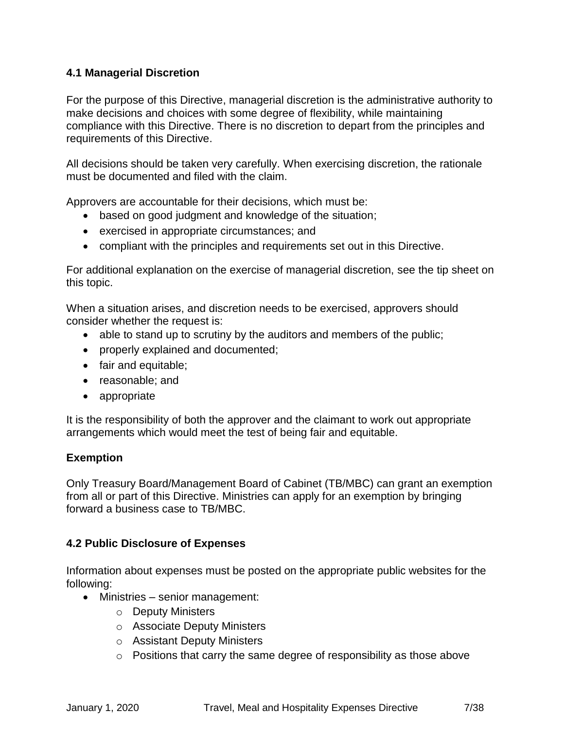### 4.1 Managerial Discretion

For the purpose of this Directive, managerial discretion is the administrative authority to make decisions and choices with some degree of flexibility, while maintaining compliance with this Directive. There is no discretion to depart from the principles and requirements of this Directive.

All decisions should be taken very carefully. When exercising discretion, the rationale must be documented and filed with the claim.

Approvers are accountable for their decisions, which must be:

- based on good judgment and knowledge of the situation;
- exercised in appropriate circumstances; and
- compliant with the principles and requirements set out in this Directive.

For additional explanation on the exercise of managerial discretion, see the tip sheet on this topic.

When a situation arises, and discretion needs to be exercised, approvers should consider whether the request is:

- able to stand up to scrutiny by the auditors and members of the public;
- properly explained and documented;
- fair and equitable;
- reasonable; and
- appropriate

It is the responsibility of both the approver and the claimant to work out appropriate arrangements which would meet the test of being fair and equitable.

**Exemption**

Only Treasury Board/Management Board of Cabinet (TB/MBC) can grant an exemption from all or part of this Directive. Ministries can apply for an exemption by bringing forward a business case to TB/MBC.

### 4.2 Public Disclosure of Expenses

Information about expenses must be posted on the appropriate public websites for the following:

- Ministries – senior management:
  - Deputy Ministers
  - Associate Deputy Ministers
  - Assistant Deputy Ministers
  - Positions that carry the same degree of responsibility as those above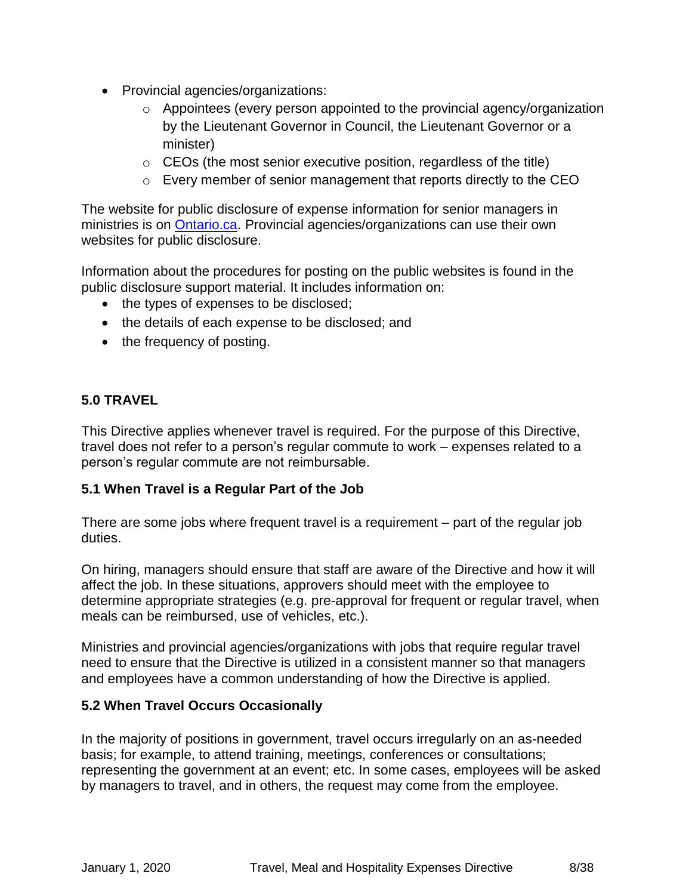- Provincial agencies/organizations:
  - Appointees (every person appointed to the provincial agency/organization by the Lieutenant Governor in Council, the Lieutenant Governor or a minister)
  - CEOs (the most senior executive position, regardless of the title)
  - Every member of senior management that reports directly to the CEO

The website for public disclosure of expense information for senior managers in ministries is on Ontario.ca. Provincial agencies/organizations can use their own websites for public disclosure.

Information about the procedures for posting on the public websites is found in the public disclosure support material. It includes information on:

- the types of expenses to be disclosed;
- the details of each expense to be disclosed; and
- the frequency of posting.

## 5.0 TRAVEL

This Directive applies whenever travel is required. For the purpose of this Directive, travel does not refer to a person's regular commute to work – expenses related to a person's regular commute are not reimbursable.

### 5.1 When Travel is a Regular Part of the Job

There are some jobs where frequent travel is a requirement – part of the regular job duties.

On hiring, managers should ensure that staff are aware of the Directive and how it will affect the job. In these situations, approvers should meet with the employee to determine appropriate strategies (e.g. pre-approval for frequent or regular travel, when meals can be reimbursed, use of vehicles, etc.).

Ministries and provincial agencies/organizations with jobs that require regular travel need to ensure that the Directive is utilized in a consistent manner so that managers and employees have a common understanding of how the Directive is applied.

### 5.2 When Travel Occurs Occasionally

In the majority of positions in government, travel occurs irregularly on an as-needed basis; for example, to attend training, meetings, conferences or consultations; representing the government at an event; etc. In some cases, employees will be asked by managers to travel, and in others, the request may come from the employee.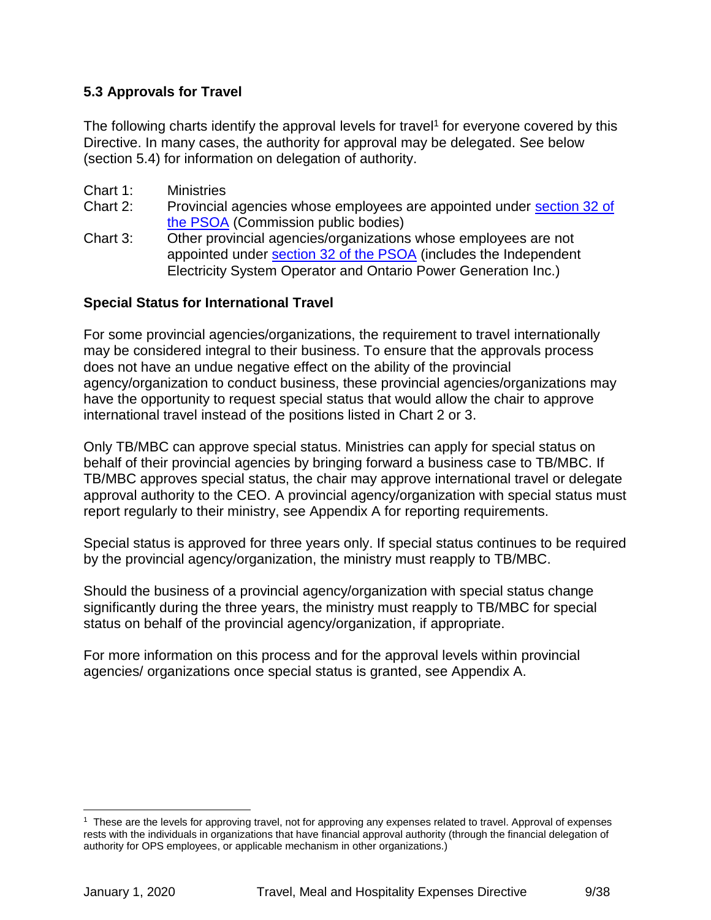### 5.3 Approvals for Travel

The following charts identify the approval levels for travel[1] for everyone covered by this Directive. In many cases, the authority for approval may be delegated. See below (section 5.4) for information on delegation of authority.

Chart 1: Ministries

Chart 2: Provincial agencies whose employees are appointed under section 32 of the PSOA (Commission public bodies)

Chart 3: Other provincial agencies/organizations whose employees are not appointed under section 32 of the PSOA (includes the Independent Electricity System Operator and Ontario Power Generation Inc.)

**Special Status for International Travel**

For some provincial agencies/organizations, the requirement to travel internationally may be considered integral to their business. To ensure that the approvals process does not have an undue negative effect on the ability of the provincial agency/organization to conduct business, these provincial agencies/organizations may have the opportunity to request special status that would allow the chair to approve international travel instead of the positions listed in Chart 2 or 3.

Only TB/MBC can approve special status. Ministries can apply for special status on behalf of their provincial agencies by bringing forward a business case to TB/MBC. If TB/MBC approves special status, the chair may approve international travel or delegate approval authority to the CEO. A provincial agency/organization with special status must report regularly to their ministry, see Appendix A for reporting requirements.

Special status is approved for three years only. If special status continues to be required by the provincial agency/organization, the ministry must reapply to TB/MBC.

Should the business of a provincial agency/organization with special status change significantly during the three years, the ministry must reapply to TB/MBC for special status on behalf of the provincial agency/organization, if appropriate.

For more information on this process and for the approval levels within provincial agencies/ organizations once special status is granted, see Appendix A.

---

[1] These are the levels for approving travel, not for approving any expenses related to travel. Approval of expenses rests with the individuals in organizations that have financial approval authority (through the financial delegation of authority for OPS employees, or applicable mechanism in other organizations.)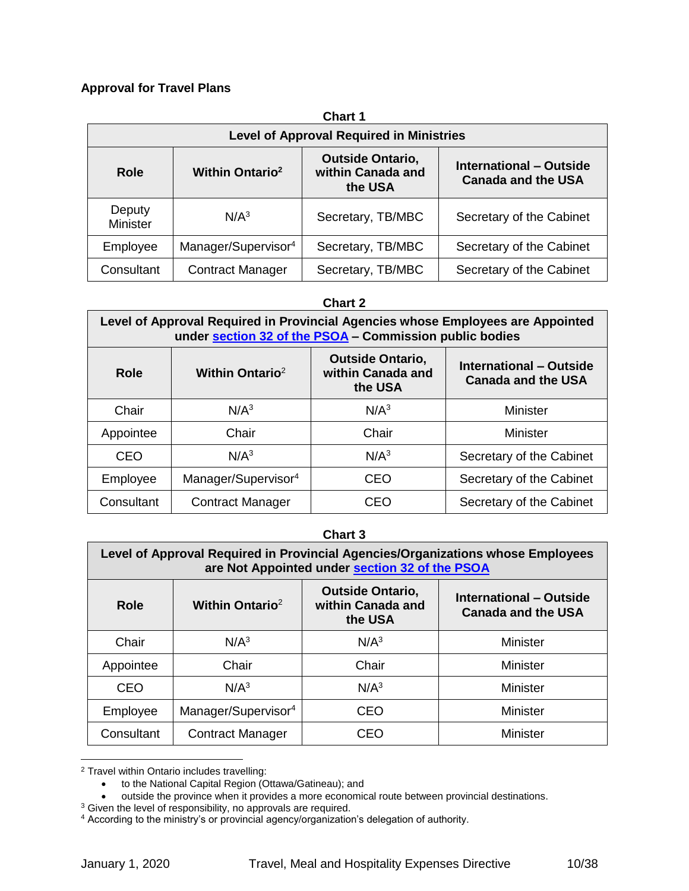### Approval for Travel Plans

**Chart 1**

| Level of Approval Required in Ministries | | | |
|---|---|---|---|
| **Role** | **Within Ontario[2]** | **Outside Ontario, within Canada and the USA** | **International – Outside Canada and the USA** |
| Deputy Minister | N/A[3] | Secretary, TB/MBC | Secretary of the Cabinet |
| Employee | Manager/Supervisor[4] | Secretary, TB/MBC | Secretary of the Cabinet |
| Consultant | Contract Manager | Secretary, TB/MBC | Secretary of the Cabinet |

**Chart 2**

| Level of Approval Required in Provincial Agencies whose Employees are Appointed under [section 32 of the PSOA]() – Commission public bodies | | | |
|---|---|---|---|
| **Role** | **Within Ontario[2]** | **Outside Ontario, within Canada and the USA** | **International – Outside Canada and the USA** |
| Chair | N/A[3] | N/A[3] | Minister |
| Appointee | Chair | Chair | Minister |
| CEO | N/A[3] | N/A[3] | Secretary of the Cabinet |
| Employee | Manager/Supervisor[4] | CEO | Secretary of the Cabinet |
| Consultant | Contract Manager | CEO | Secretary of the Cabinet |

**Chart 3**

| Level of Approval Required in Provincial Agencies/Organizations whose Employees are Not Appointed under [section 32 of the PSOA]() | | | |
|---|---|---|---|
| **Role** | **Within Ontario[2]** | **Outside Ontario, within Canada and the USA** | **International – Outside Canada and the USA** |
| Chair | N/A[3] | N/A[3] | Minister |
| Appointee | Chair | Chair | Minister |
| CEO | N/A[3] | N/A[3] | Minister |
| Employee | Manager/Supervisor[4] | CEO | Minister |
| Consultant | Contract Manager | CEO | Minister |

[2] Travel within Ontario includes travelling:
- to the National Capital Region (Ottawa/Gatineau); and
- outside the province when it provides a more economical route between provincial destinations.

[3] Given the level of responsibility, no approvals are required.

[4] According to the ministry's or provincial agency/organization's delegation of authority.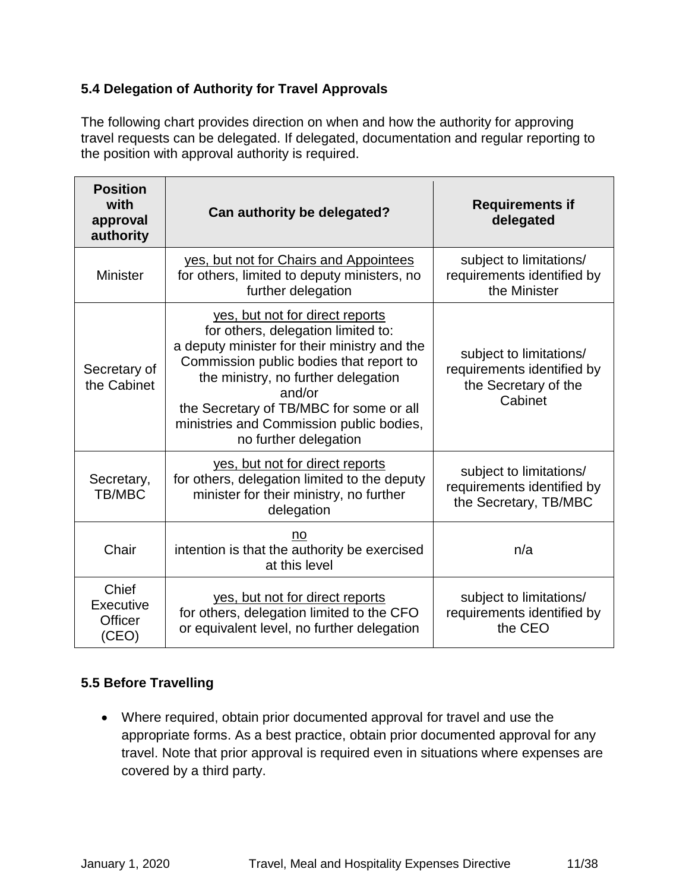### 5.4 Delegation of Authority for Travel Approvals

The following chart provides direction on when and how the authority for approving travel requests can be delegated. If delegated, documentation and regular reporting to the position with approval authority is required.

| Position with approval authority | Can authority be delegated? | Requirements if delegated |
|---|---|---|
| Minister | yes, but not for Chairs and Appointees<br>for others, limited to deputy ministers, no further delegation | subject to limitations/ requirements identified by the Minister |
| Secretary of the Cabinet | yes, but not for direct reports<br>for others, delegation limited to:<br>a deputy minister for their ministry and the Commission public bodies that report to the ministry, no further delegation<br>and/or<br>the Secretary of TB/MBC for some or all ministries and Commission public bodies, no further delegation | subject to limitations/ requirements identified by the Secretary of the Cabinet |
| Secretary, TB/MBC | yes, but not for direct reports<br>for others, delegation limited to the deputy minister for their ministry, no further delegation | subject to limitations/ requirements identified by the Secretary, TB/MBC |
| Chair | no<br>intention is that the authority be exercised at this level | n/a |
| Chief Executive Officer (CEO) | yes, but not for direct reports<br>for others, delegation limited to the CFO or equivalent level, no further delegation | subject to limitations/ requirements identified by the CEO |

### 5.5 Before Travelling

- Where required, obtain prior documented approval for travel and use the appropriate forms. As a best practice, obtain prior documented approval for any travel. Note that prior approval is required even in situations where expenses are covered by a third party.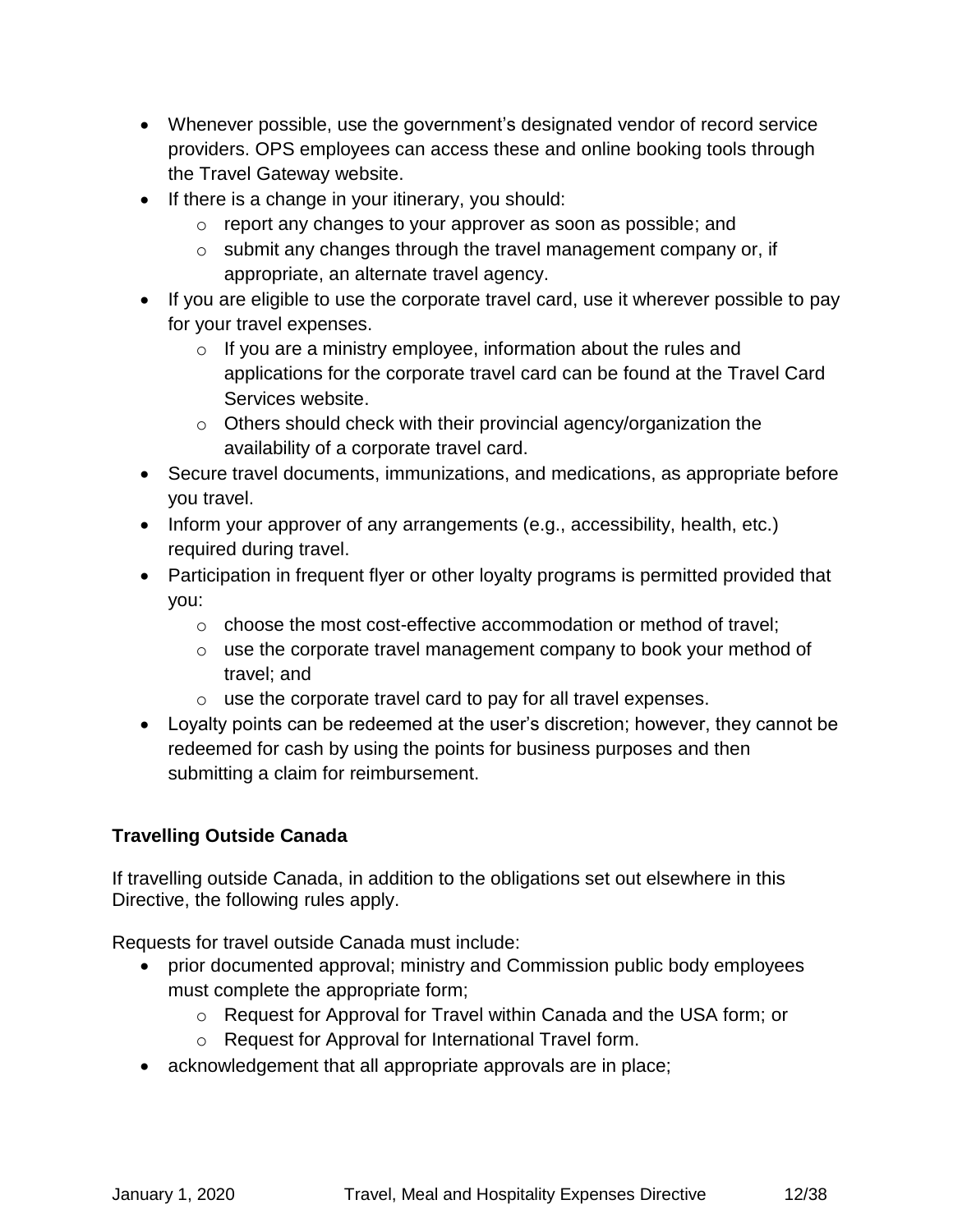- Whenever possible, use the government's designated vendor of record service providers. OPS employees can access these and online booking tools through the Travel Gateway website.
- If there is a change in your itinerary, you should:
  - report any changes to your approver as soon as possible; and
  - submit any changes through the travel management company or, if appropriate, an alternate travel agency.
- If you are eligible to use the corporate travel card, use it wherever possible to pay for your travel expenses.
  - If you are a ministry employee, information about the rules and applications for the corporate travel card can be found at the Travel Card Services website.
  - Others should check with their provincial agency/organization the availability of a corporate travel card.
- Secure travel documents, immunizations, and medications, as appropriate before you travel.
- Inform your approver of any arrangements (e.g., accessibility, health, etc.) required during travel.
- Participation in frequent flyer or other loyalty programs is permitted provided that you:
  - choose the most cost-effective accommodation or method of travel;
  - use the corporate travel management company to book your method of travel; and
  - use the corporate travel card to pay for all travel expenses.
- Loyalty points can be redeemed at the user's discretion; however, they cannot be redeemed for cash by using the points for business purposes and then submitting a claim for reimbursement.

**Travelling Outside Canada**

If travelling outside Canada, in addition to the obligations set out elsewhere in this Directive, the following rules apply.

Requests for travel outside Canada must include:

- prior documented approval; ministry and Commission public body employees must complete the appropriate form;
  - Request for Approval for Travel within Canada and the USA form; or
  - Request for Approval for International Travel form.
- acknowledgement that all appropriate approvals are in place;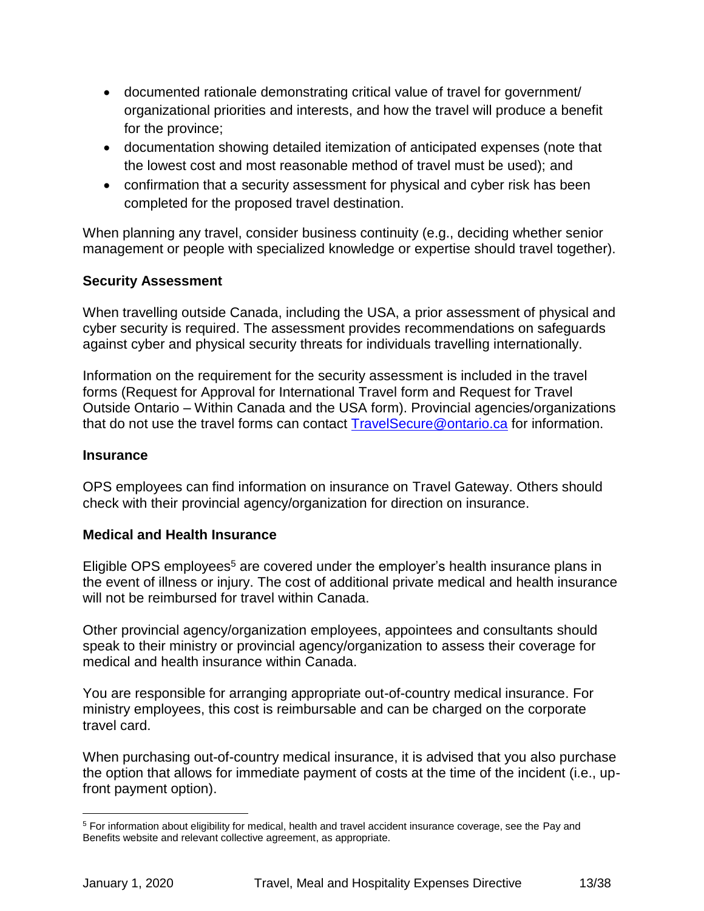- documented rationale demonstrating critical value of travel for government/ organizational priorities and interests, and how the travel will produce a benefit for the province;
- documentation showing detailed itemization of anticipated expenses (note that the lowest cost and most reasonable method of travel must be used); and
- confirmation that a security assessment for physical and cyber risk has been completed for the proposed travel destination.

When planning any travel, consider business continuity (e.g., deciding whether senior management or people with specialized knowledge or expertise should travel together).

**Security Assessment**

When travelling outside Canada, including the USA, a prior assessment of physical and cyber security is required. The assessment provides recommendations on safeguards against cyber and physical security threats for individuals travelling internationally.

Information on the requirement for the security assessment is included in the travel forms (Request for Approval for International Travel form and Request for Travel Outside Ontario – Within Canada and the USA form). Provincial agencies/organizations that do not use the travel forms can contact TravelSecure@ontario.ca for information.

**Insurance**

OPS employees can find information on insurance on Travel Gateway. Others should check with their provincial agency/organization for direction on insurance.

**Medical and Health Insurance**

Eligible OPS employees[5] are covered under the employer's health insurance plans in the event of illness or injury. The cost of additional private medical and health insurance will not be reimbursed for travel within Canada.

Other provincial agency/organization employees, appointees and consultants should speak to their ministry or provincial agency/organization to assess their coverage for medical and health insurance within Canada.

You are responsible for arranging appropriate out-of-country medical insurance. For ministry employees, this cost is reimbursable and can be charged on the corporate travel card.

When purchasing out-of-country medical insurance, it is advised that you also purchase the option that allows for immediate payment of costs at the time of the incident (i.e., up-front payment option).

[5] For information about eligibility for medical, health and travel accident insurance coverage, see the Pay and Benefits website and relevant collective agreement, as appropriate.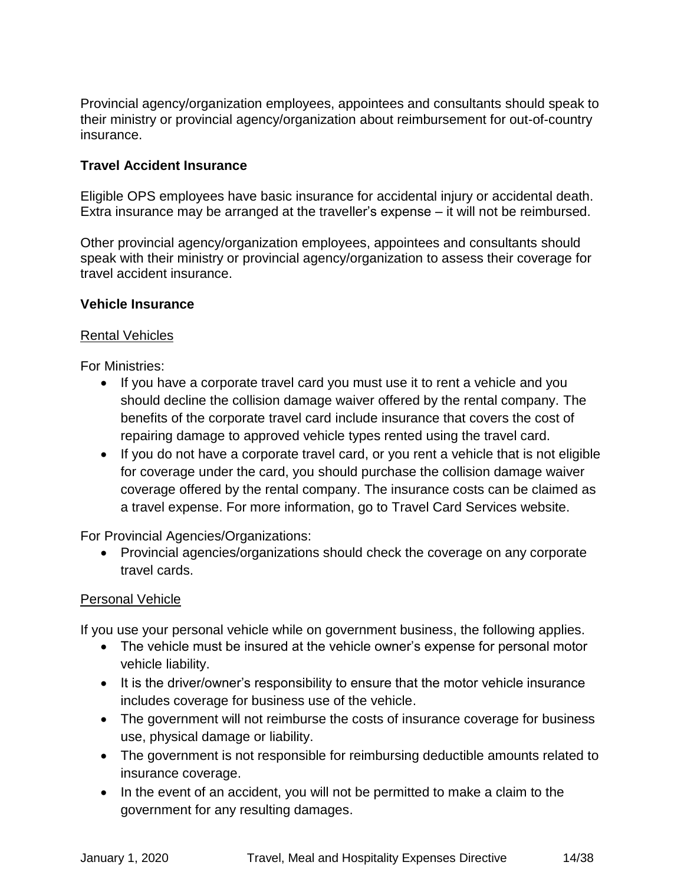Provincial agency/organization employees, appointees and consultants should speak to their ministry or provincial agency/organization about reimbursement for out-of-country insurance.

**Travel Accident Insurance**

Eligible OPS employees have basic insurance for accidental injury or accidental death. Extra insurance may be arranged at the traveller's expense – it will not be reimbursed.

Other provincial agency/organization employees, appointees and consultants should speak with their ministry or provincial agency/organization to assess their coverage for travel accident insurance.

**Vehicle Insurance**

<u>Rental Vehicles</u>

For Ministries:

- If you have a corporate travel card you must use it to rent a vehicle and you should decline the collision damage waiver offered by the rental company. The benefits of the corporate travel card include insurance that covers the cost of repairing damage to approved vehicle types rented using the travel card.
- If you do not have a corporate travel card, or you rent a vehicle that is not eligible for coverage under the card, you should purchase the collision damage waiver coverage offered by the rental company. The insurance costs can be claimed as a travel expense. For more information, go to Travel Card Services website.

For Provincial Agencies/Organizations:

- Provincial agencies/organizations should check the coverage on any corporate travel cards.

<u>Personal Vehicle</u>

If you use your personal vehicle while on government business, the following applies.

- The vehicle must be insured at the vehicle owner's expense for personal motor vehicle liability.
- It is the driver/owner's responsibility to ensure that the motor vehicle insurance includes coverage for business use of the vehicle.
- The government will not reimburse the costs of insurance coverage for business use, physical damage or liability.
- The government is not responsible for reimbursing deductible amounts related to insurance coverage.
- In the event of an accident, you will not be permitted to make a claim to the government for any resulting damages.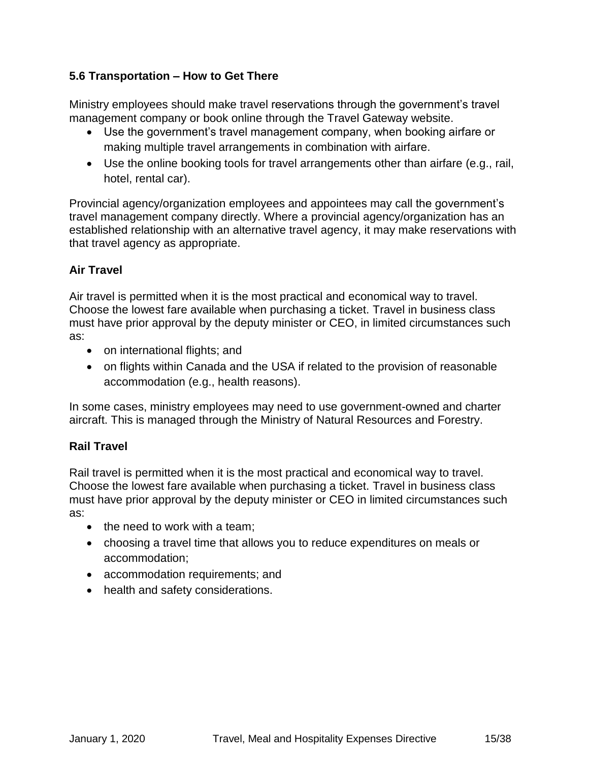### 5.6 Transportation – How to Get There

Ministry employees should make travel reservations through the government's travel management company or book online through the Travel Gateway website.

- Use the government's travel management company, when booking airfare or making multiple travel arrangements in combination with airfare.
- Use the online booking tools for travel arrangements other than airfare (e.g., rail, hotel, rental car).

Provincial agency/organization employees and appointees may call the government's travel management company directly. Where a provincial agency/organization has an established relationship with an alternative travel agency, it may make reservations with that travel agency as appropriate.

#### Air Travel

Air travel is permitted when it is the most practical and economical way to travel. Choose the lowest fare available when purchasing a ticket. Travel in business class must have prior approval by the deputy minister or CEO, in limited circumstances such as:

- on international flights; and
- on flights within Canada and the USA if related to the provision of reasonable accommodation (e.g., health reasons).

In some cases, ministry employees may need to use government-owned and charter aircraft. This is managed through the Ministry of Natural Resources and Forestry.

#### Rail Travel

Rail travel is permitted when it is the most practical and economical way to travel. Choose the lowest fare available when purchasing a ticket. Travel in business class must have prior approval by the deputy minister or CEO in limited circumstances such as:

- the need to work with a team;
- choosing a travel time that allows you to reduce expenditures on meals or accommodation;
- accommodation requirements; and
- health and safety considerations.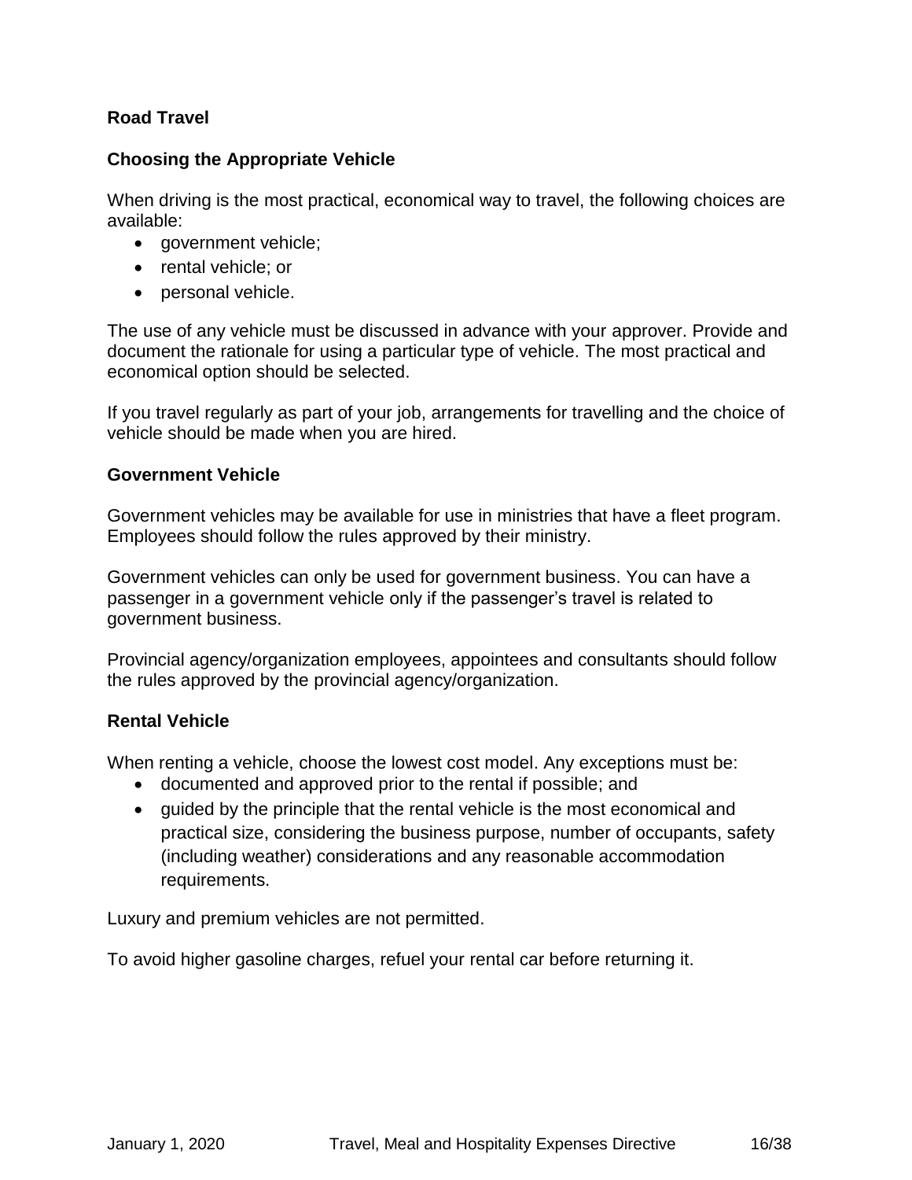## Road Travel

### Choosing the Appropriate Vehicle

When driving is the most practical, economical way to travel, the following choices are available:

- government vehicle;
- rental vehicle; or
- personal vehicle.

The use of any vehicle must be discussed in advance with your approver. Provide and document the rationale for using a particular type of vehicle. The most practical and economical option should be selected.

If you travel regularly as part of your job, arrangements for travelling and the choice of vehicle should be made when you are hired.

### Government Vehicle

Government vehicles may be available for use in ministries that have a fleet program. Employees should follow the rules approved by their ministry.

Government vehicles can only be used for government business. You can have a passenger in a government vehicle only if the passenger's travel is related to government business.

Provincial agency/organization employees, appointees and consultants should follow the rules approved by the provincial agency/organization.

### Rental Vehicle

When renting a vehicle, choose the lowest cost model. Any exceptions must be:

- documented and approved prior to the rental if possible; and
- guided by the principle that the rental vehicle is the most economical and practical size, considering the business purpose, number of occupants, safety (including weather) considerations and any reasonable accommodation requirements.

Luxury and premium vehicles are not permitted.

To avoid higher gasoline charges, refuel your rental car before returning it.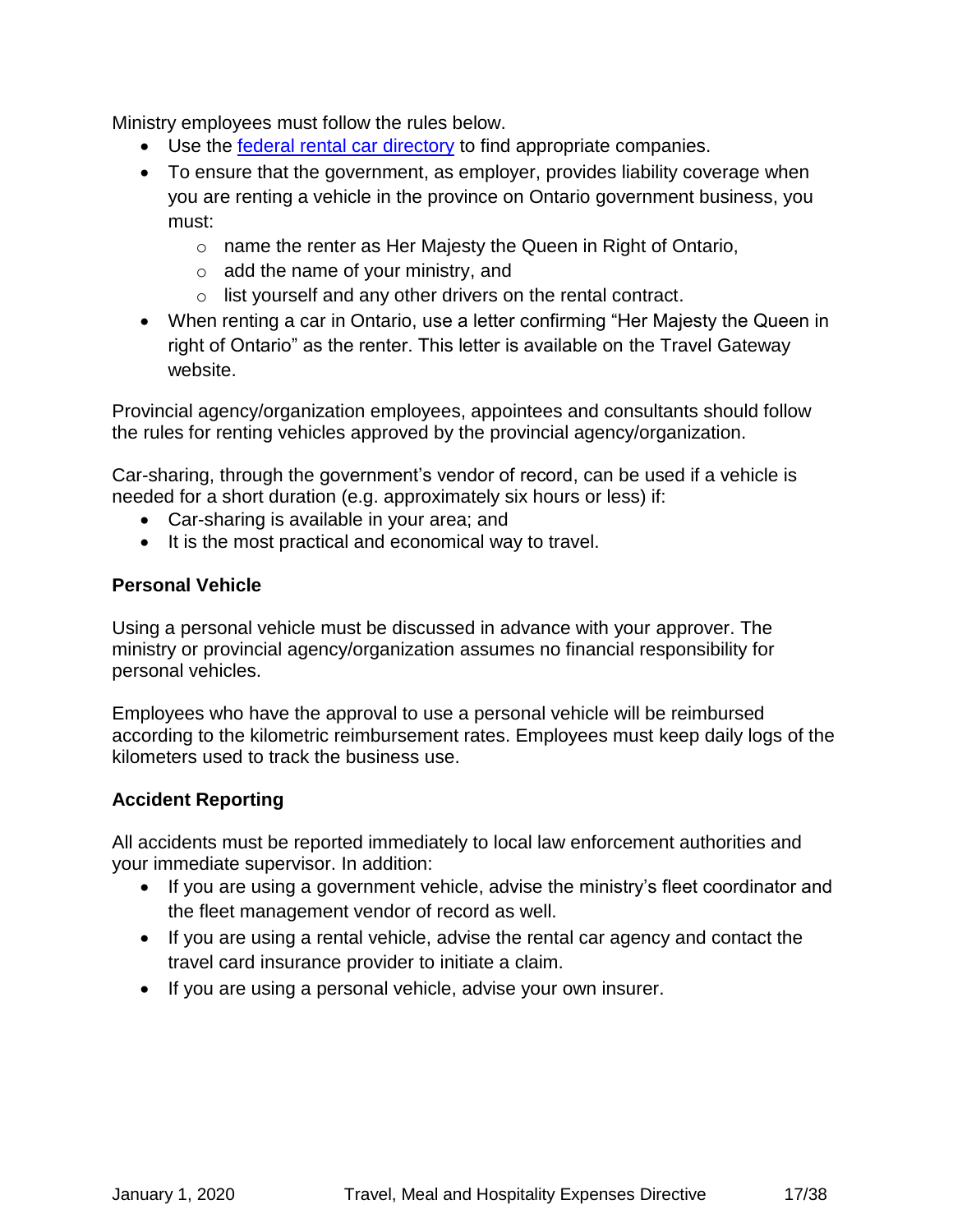Ministry employees must follow the rules below.

- Use the [federal rental car directory](federal rental car directory) to find appropriate companies.
- To ensure that the government, as employer, provides liability coverage when you are renting a vehicle in the province on Ontario government business, you must:
  - name the renter as Her Majesty the Queen in Right of Ontario,
  - add the name of your ministry, and
  - list yourself and any other drivers on the rental contract.
- When renting a car in Ontario, use a letter confirming "Her Majesty the Queen in right of Ontario" as the renter. This letter is available on the Travel Gateway website.

Provincial agency/organization employees, appointees and consultants should follow the rules for renting vehicles approved by the provincial agency/organization.

Car-sharing, through the government's vendor of record, can be used if a vehicle is needed for a short duration (e.g. approximately six hours or less) if:

- Car-sharing is available in your area; and
- It is the most practical and economical way to travel.

**Personal Vehicle**

Using a personal vehicle must be discussed in advance with your approver. The ministry or provincial agency/organization assumes no financial responsibility for personal vehicles.

Employees who have the approval to use a personal vehicle will be reimbursed according to the kilometric reimbursement rates. Employees must keep daily logs of the kilometers used to track the business use.

**Accident Reporting**

All accidents must be reported immediately to local law enforcement authorities and your immediate supervisor. In addition:

- If you are using a government vehicle, advise the ministry's fleet coordinator and the fleet management vendor of record as well.
- If you are using a rental vehicle, advise the rental car agency and contact the travel card insurance provider to initiate a claim.
- If you are using a personal vehicle, advise your own insurer.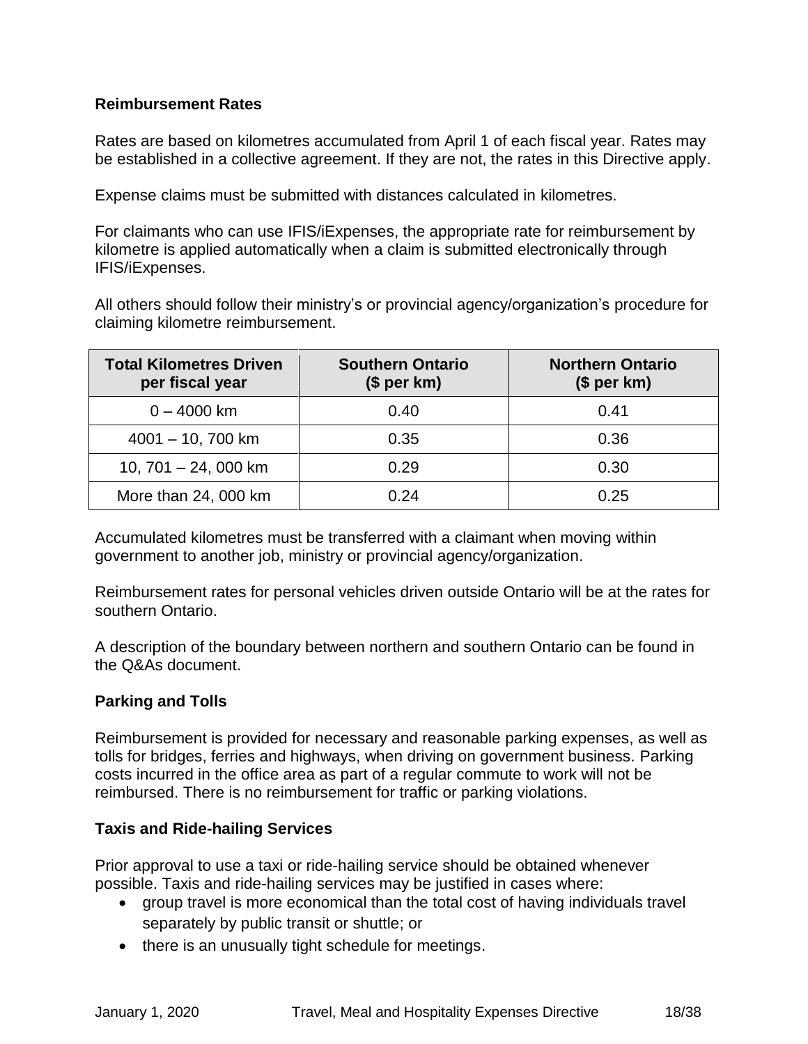**Reimbursement Rates**

Rates are based on kilometres accumulated from April 1 of each fiscal year. Rates may be established in a collective agreement. If they are not, the rates in this Directive apply.

Expense claims must be submitted with distances calculated in kilometres.

For claimants who can use IFIS/iExpenses, the appropriate rate for reimbursement by kilometre is applied automatically when a claim is submitted electronically through IFIS/iExpenses.

All others should follow their ministry's or provincial agency/organization's procedure for claiming kilometre reimbursement.

| Total Kilometres Driven per fiscal year | Southern Ontario ($ per km) | Northern Ontario ($ per km) |
|---|---|---|
| 0 – 4000 km | 0.40 | 0.41 |
| 4001 – 10, 700 km | 0.35 | 0.36 |
| 10, 701 – 24, 000 km | 0.29 | 0.30 |
| More than 24, 000 km | 0.24 | 0.25 |

Accumulated kilometres must be transferred with a claimant when moving within government to another job, ministry or provincial agency/organization.

Reimbursement rates for personal vehicles driven outside Ontario will be at the rates for southern Ontario.

A description of the boundary between northern and southern Ontario can be found in the Q&As document.

**Parking and Tolls**

Reimbursement is provided for necessary and reasonable parking expenses, as well as tolls for bridges, ferries and highways, when driving on government business. Parking costs incurred in the office area as part of a regular commute to work will not be reimbursed. There is no reimbursement for traffic or parking violations.

**Taxis and Ride-hailing Services**

Prior approval to use a taxi or ride-hailing service should be obtained whenever possible. Taxis and ride-hailing services may be justified in cases where:

- group travel is more economical than the total cost of having individuals travel separately by public transit or shuttle; or
- there is an unusually tight schedule for meetings.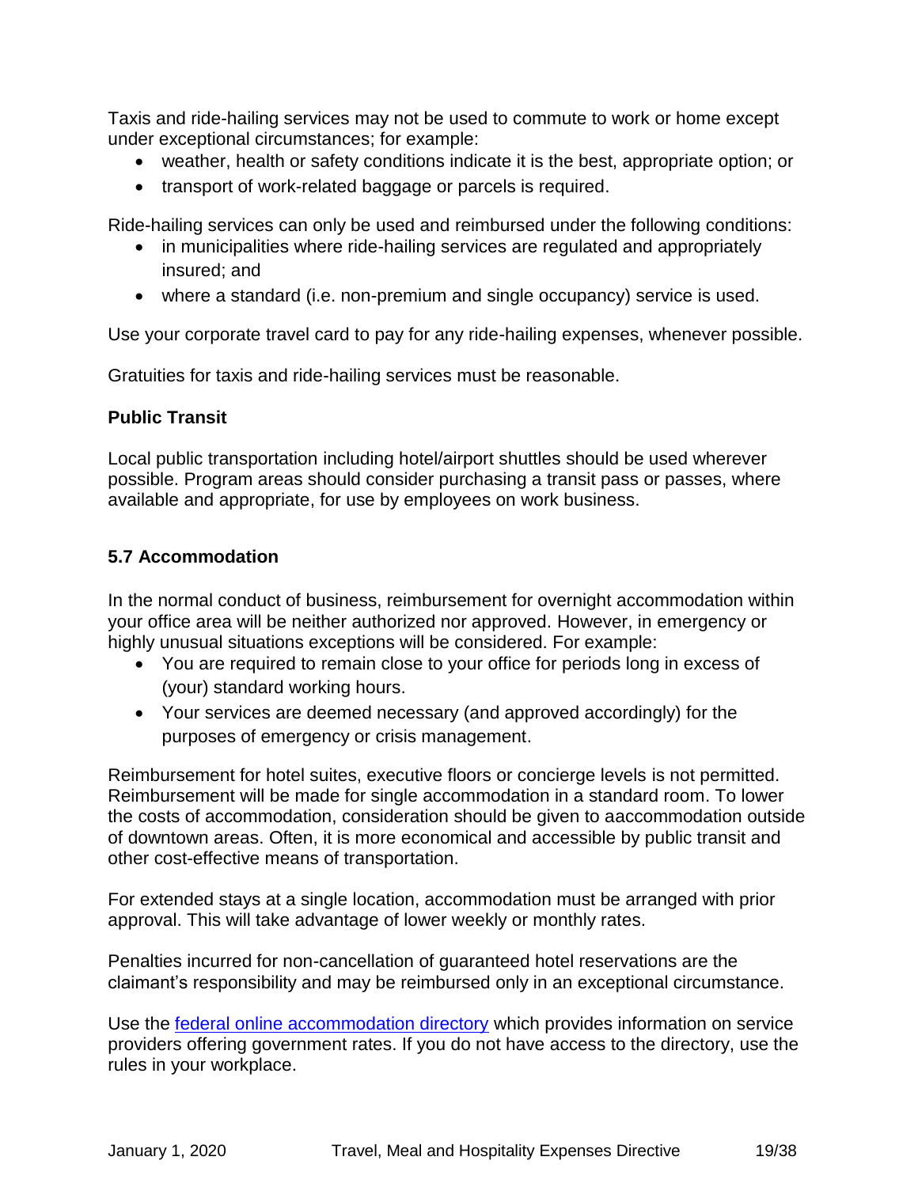Taxis and ride-hailing services may not be used to commute to work or home except under exceptional circumstances; for example:

- weather, health or safety conditions indicate it is the best, appropriate option; or
- transport of work-related baggage or parcels is required.

Ride-hailing services can only be used and reimbursed under the following conditions:

- in municipalities where ride-hailing services are regulated and appropriately insured; and
- where a standard (i.e. non-premium and single occupancy) service is used.

Use your corporate travel card to pay for any ride-hailing expenses, whenever possible.

Gratuities for taxis and ride-hailing services must be reasonable.

**Public Transit**

Local public transportation including hotel/airport shuttles should be used wherever possible. Program areas should consider purchasing a transit pass or passes, where available and appropriate, for use by employees on work business.

### 5.7 Accommodation

In the normal conduct of business, reimbursement for overnight accommodation within your office area will be neither authorized nor approved. However, in emergency or highly unusual situations exceptions will be considered. For example:

- You are required to remain close to your office for periods long in excess of (your) standard working hours.
- Your services are deemed necessary (and approved accordingly) for the purposes of emergency or crisis management.

Reimbursement for hotel suites, executive floors or concierge levels is not permitted. Reimbursement will be made for single accommodation in a standard room. To lower the costs of accommodation, consideration should be given to aaccommodation outside of downtown areas. Often, it is more economical and accessible by public transit and other cost-effective means of transportation.

For extended stays at a single location, accommodation must be arranged with prior approval. This will take advantage of lower weekly or monthly rates.

Penalties incurred for non-cancellation of guaranteed hotel reservations are the claimant's responsibility and may be reimbursed only in an exceptional circumstance.

Use the [federal online accommodation directory]() which provides information on service providers offering government rates. If you do not have access to the directory, use the rules in your workplace.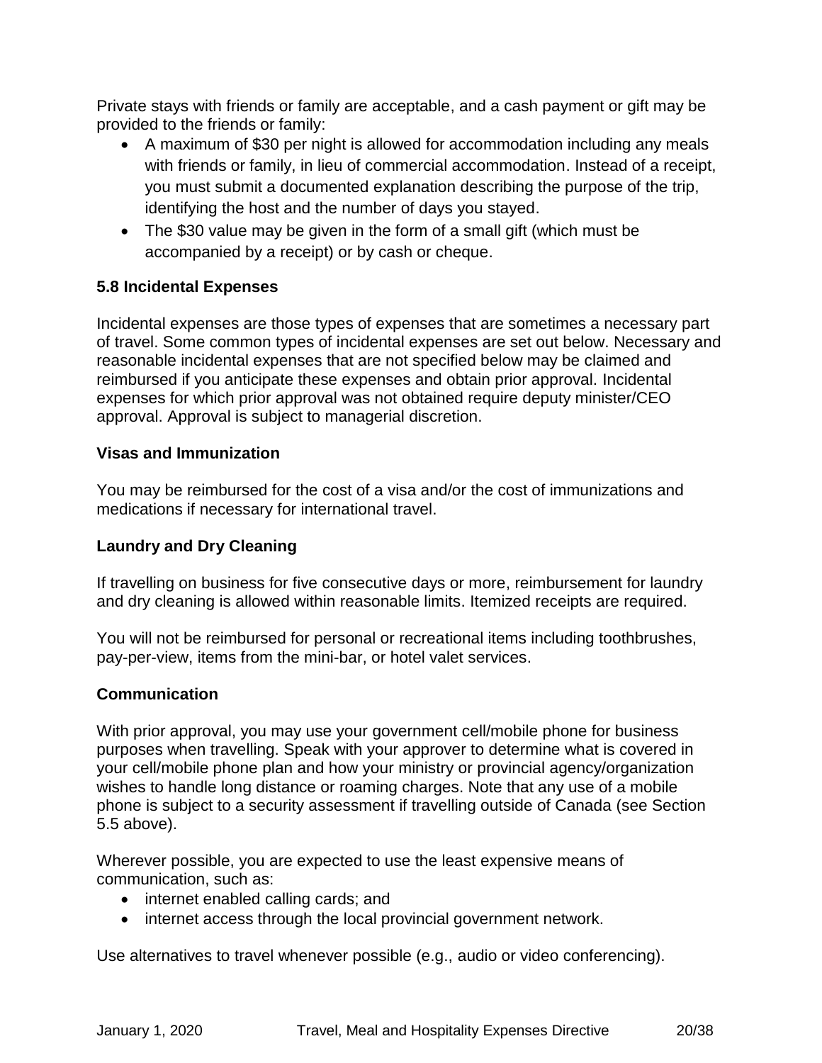Private stays with friends or family are acceptable, and a cash payment or gift may be provided to the friends or family:

- A maximum of $30 per night is allowed for accommodation including any meals with friends or family, in lieu of commercial accommodation. Instead of a receipt, you must submit a documented explanation describing the purpose of the trip, identifying the host and the number of days you stayed.
- The $30 value may be given in the form of a small gift (which must be accompanied by a receipt) or by cash or cheque.

### 5.8 Incidental Expenses

Incidental expenses are those types of expenses that are sometimes a necessary part of travel. Some common types of incidental expenses are set out below. Necessary and reasonable incidental expenses that are not specified below may be claimed and reimbursed if you anticipate these expenses and obtain prior approval. Incidental expenses for which prior approval was not obtained require deputy minister/CEO approval. Approval is subject to managerial discretion.

#### Visas and Immunization

You may be reimbursed for the cost of a visa and/or the cost of immunizations and medications if necessary for international travel.

#### Laundry and Dry Cleaning

If travelling on business for five consecutive days or more, reimbursement for laundry and dry cleaning is allowed within reasonable limits. Itemized receipts are required.

You will not be reimbursed for personal or recreational items including toothbrushes, pay-per-view, items from the mini-bar, or hotel valet services.

#### Communication

With prior approval, you may use your government cell/mobile phone for business purposes when travelling. Speak with your approver to determine what is covered in your cell/mobile phone plan and how your ministry or provincial agency/organization wishes to handle long distance or roaming charges. Note that any use of a mobile phone is subject to a security assessment if travelling outside of Canada (see Section 5.5 above).

Wherever possible, you are expected to use the least expensive means of communication, such as:

- internet enabled calling cards; and
- internet access through the local provincial government network.

Use alternatives to travel whenever possible (e.g., audio or video conferencing).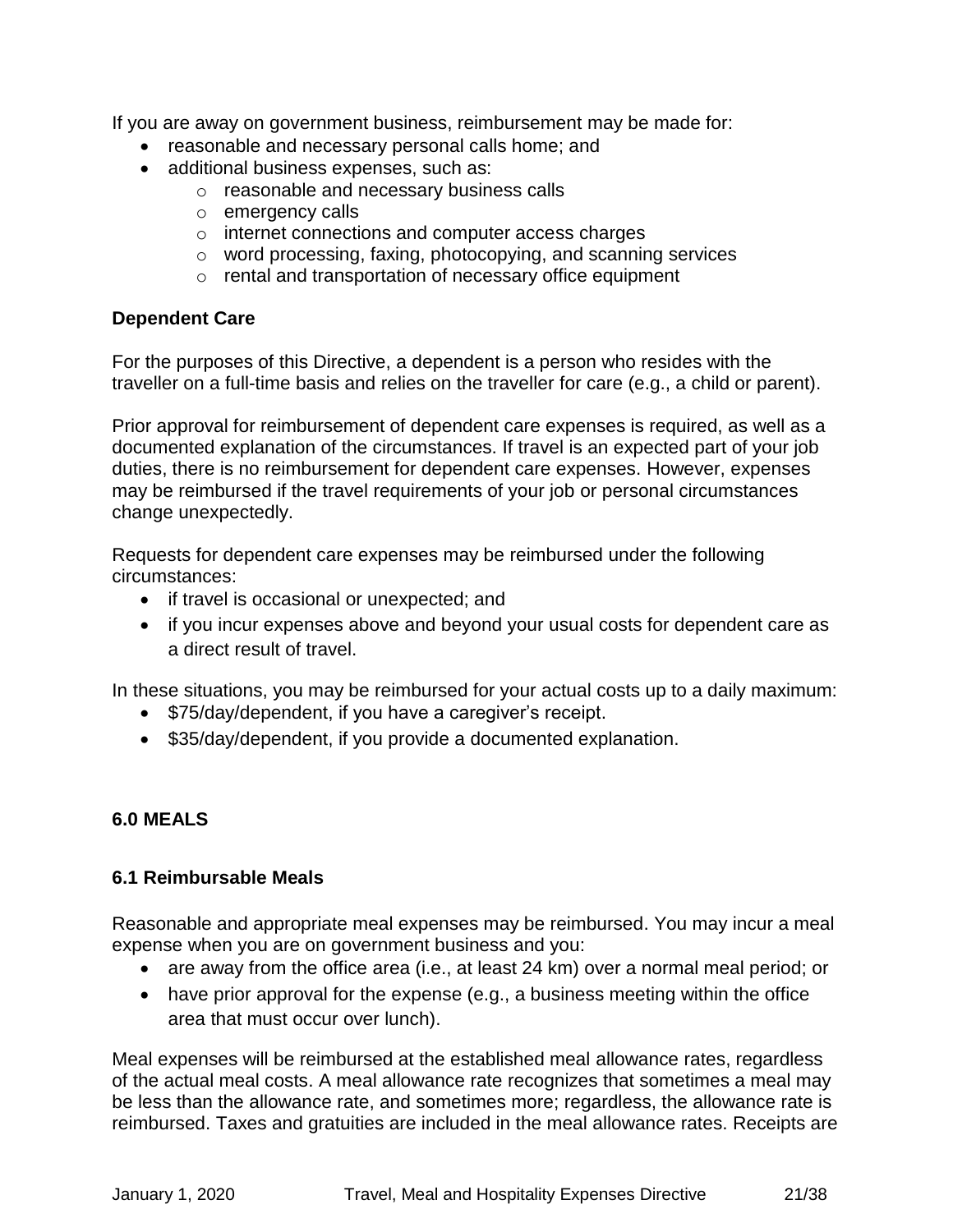If you are away on government business, reimbursement may be made for:

- reasonable and necessary personal calls home; and
- additional business expenses, such as:
  - reasonable and necessary business calls
  - emergency calls
  - internet connections and computer access charges
  - word processing, faxing, photocopying, and scanning services
  - rental and transportation of necessary office equipment

**Dependent Care**

For the purposes of this Directive, a dependent is a person who resides with the traveller on a full-time basis and relies on the traveller for care (e.g., a child or parent).

Prior approval for reimbursement of dependent care expenses is required, as well as a documented explanation of the circumstances. If travel is an expected part of your job duties, there is no reimbursement for dependent care expenses. However, expenses may be reimbursed if the travel requirements of your job or personal circumstances change unexpectedly.

Requests for dependent care expenses may be reimbursed under the following circumstances:

- if travel is occasional or unexpected; and
- if you incur expenses above and beyond your usual costs for dependent care as a direct result of travel.

In these situations, you may be reimbursed for your actual costs up to a daily maximum:

- $75/day/dependent, if you have a caregiver's receipt.
- $35/day/dependent, if you provide a documented explanation.

## 6.0 MEALS

### 6.1 Reimbursable Meals

Reasonable and appropriate meal expenses may be reimbursed. You may incur a meal expense when you are on government business and you:

- are away from the office area (i.e., at least 24 km) over a normal meal period; or
- have prior approval for the expense (e.g., a business meeting within the office area that must occur over lunch).

Meal expenses will be reimbursed at the established meal allowance rates, regardless of the actual meal costs. A meal allowance rate recognizes that sometimes a meal may be less than the allowance rate, and sometimes more; regardless, the allowance rate is reimbursed. Taxes and gratuities are included in the meal allowance rates. Receipts are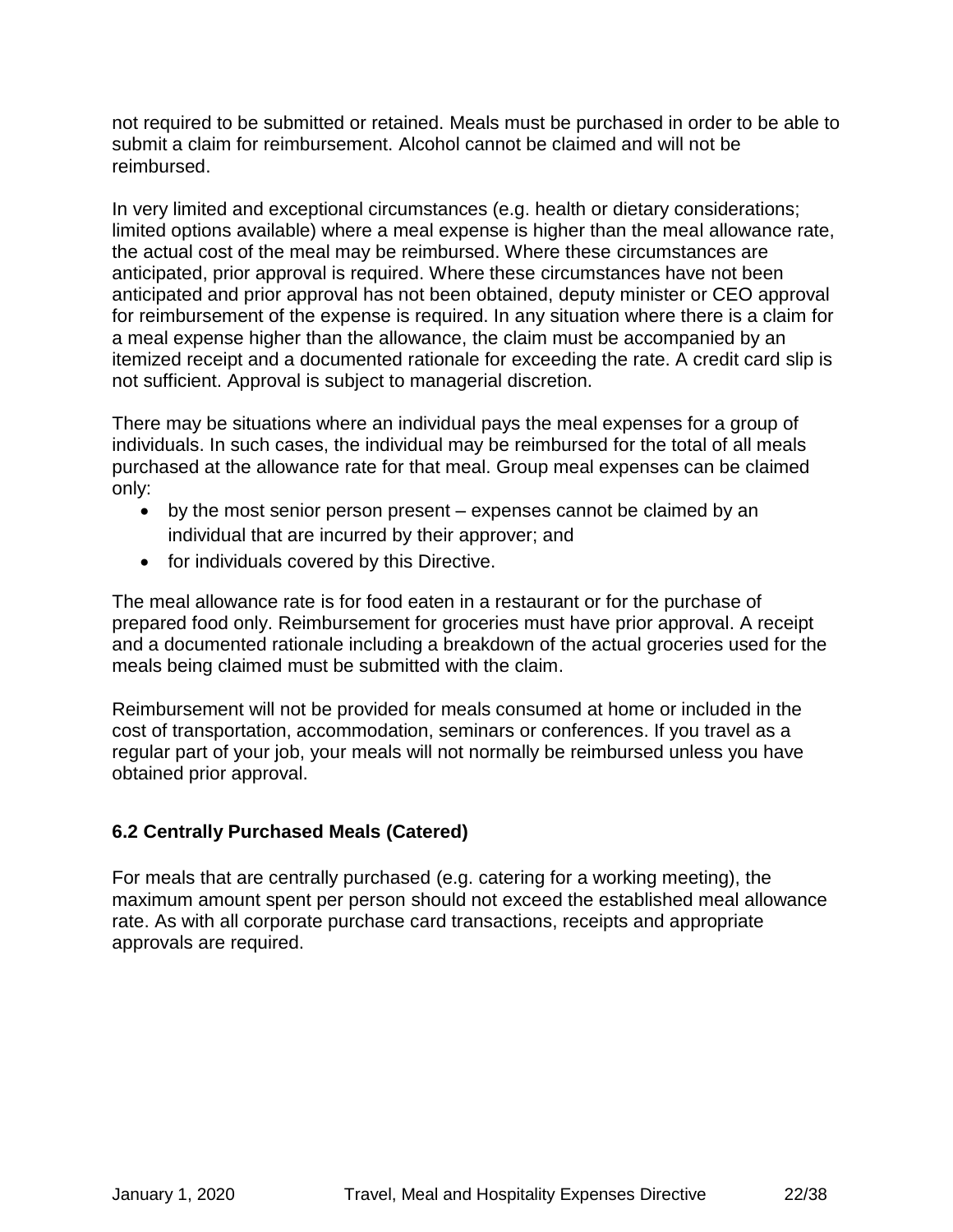not required to be submitted or retained. Meals must be purchased in order to be able to submit a claim for reimbursement. Alcohol cannot be claimed and will not be reimbursed.

In very limited and exceptional circumstances (e.g. health or dietary considerations; limited options available) where a meal expense is higher than the meal allowance rate, the actual cost of the meal may be reimbursed. Where these circumstances are anticipated, prior approval is required. Where these circumstances have not been anticipated and prior approval has not been obtained, deputy minister or CEO approval for reimbursement of the expense is required. In any situation where there is a claim for a meal expense higher than the allowance, the claim must be accompanied by an itemized receipt and a documented rationale for exceeding the rate. A credit card slip is not sufficient. Approval is subject to managerial discretion.

There may be situations where an individual pays the meal expenses for a group of individuals. In such cases, the individual may be reimbursed for the total of all meals purchased at the allowance rate for that meal. Group meal expenses can be claimed only:

- by the most senior person present – expenses cannot be claimed by an individual that are incurred by their approver; and
- for individuals covered by this Directive.

The meal allowance rate is for food eaten in a restaurant or for the purchase of prepared food only. Reimbursement for groceries must have prior approval. A receipt and a documented rationale including a breakdown of the actual groceries used for the meals being claimed must be submitted with the claim.

Reimbursement will not be provided for meals consumed at home or included in the cost of transportation, accommodation, seminars or conferences. If you travel as a regular part of your job, your meals will not normally be reimbursed unless you have obtained prior approval.

### 6.2 Centrally Purchased Meals (Catered)

For meals that are centrally purchased (e.g. catering for a working meeting), the maximum amount spent per person should not exceed the established meal allowance rate. As with all corporate purchase card transactions, receipts and appropriate approvals are required.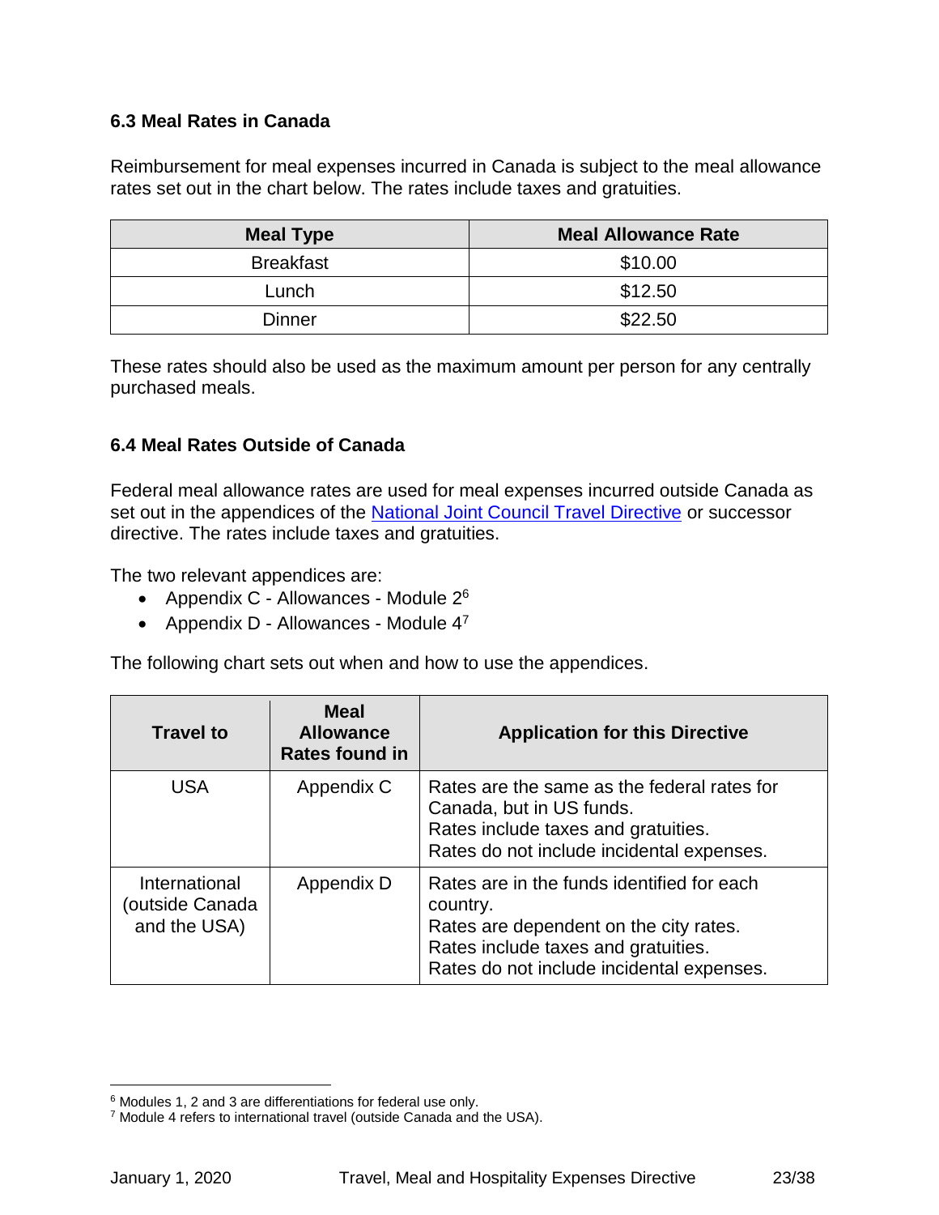### 6.3 Meal Rates in Canada

Reimbursement for meal expenses incurred in Canada is subject to the meal allowance rates set out in the chart below. The rates include taxes and gratuities.

| Meal Type | Meal Allowance Rate |
|---|---|
| Breakfast | $10.00 |
| Lunch | $12.50 |
| Dinner | $22.50 |

These rates should also be used as the maximum amount per person for any centrally purchased meals.

### 6.4 Meal Rates Outside of Canada

Federal meal allowance rates are used for meal expenses incurred outside Canada as set out in the appendices of the [National Joint Council Travel Directive]() or successor directive. The rates include taxes and gratuities.

The two relevant appendices are:

- Appendix C - Allowances - Module 2[6]
- Appendix D - Allowances - Module 4[7]

The following chart sets out when and how to use the appendices.

| Travel to | Meal Allowance Rates found in | Application for this Directive |
|---|---|---|
| USA | Appendix C | Rates are the same as the federal rates for Canada, but in US funds.<br>Rates include taxes and gratuities.<br>Rates do not include incidental expenses. |
| International (outside Canada and the USA) | Appendix D | Rates are in the funds identified for each country.<br>Rates are dependent on the city rates.<br>Rates include taxes and gratuities.<br>Rates do not include incidental expenses. |

[6] Modules 1, 2 and 3 are differentiations for federal use only.

[7] Module 4 refers to international travel (outside Canada and the USA).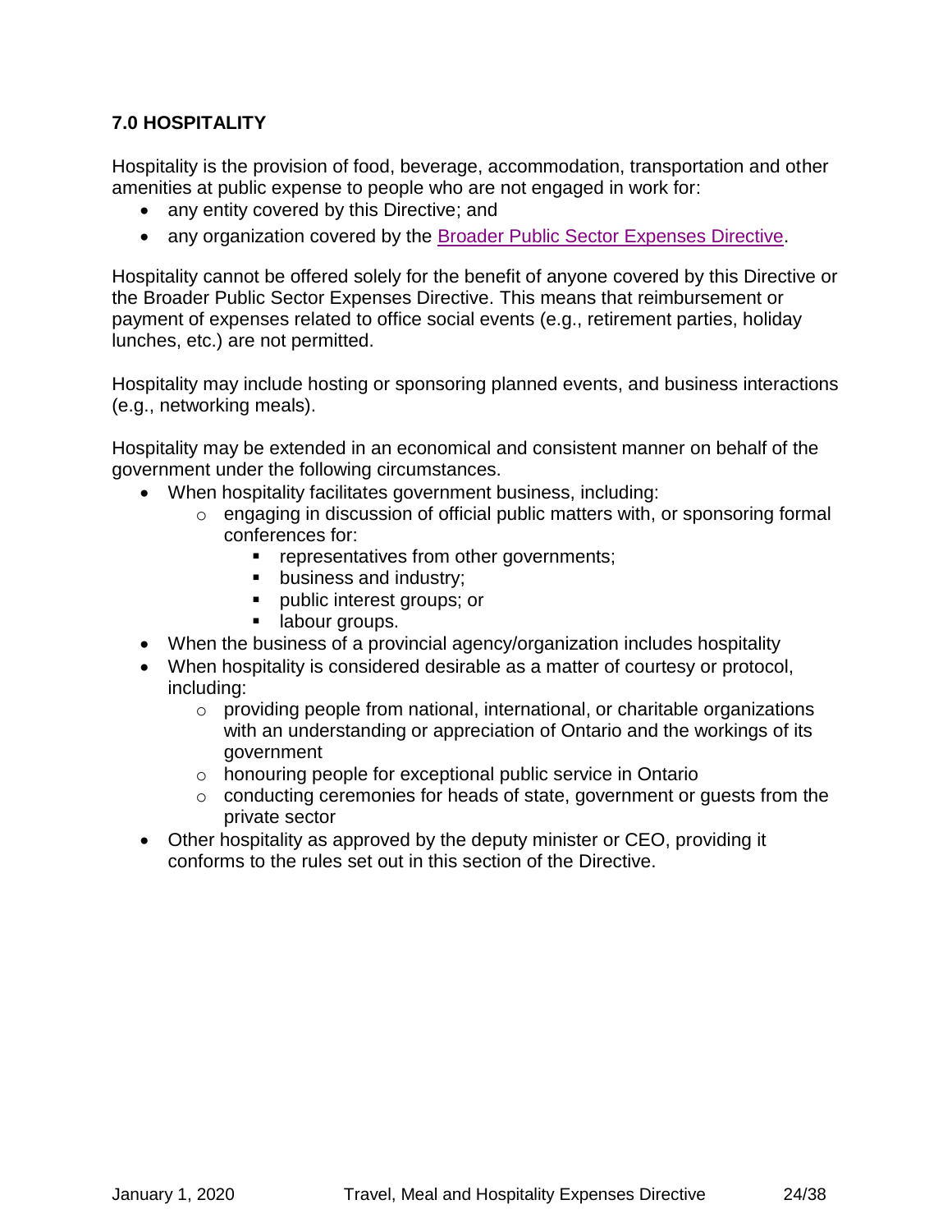## 7.0 HOSPITALITY

Hospitality is the provision of food, beverage, accommodation, transportation and other amenities at public expense to people who are not engaged in work for:

- any entity covered by this Directive; and
- any organization covered by the [Broader Public Sector Expenses Directive](#).

Hospitality cannot be offered solely for the benefit of anyone covered by this Directive or the Broader Public Sector Expenses Directive. This means that reimbursement or payment of expenses related to office social events (e.g., retirement parties, holiday lunches, etc.) are not permitted.

Hospitality may include hosting or sponsoring planned events, and business interactions (e.g., networking meals).

Hospitality may be extended in an economical and consistent manner on behalf of the government under the following circumstances.

- When hospitality facilitates government business, including:
  - engaging in discussion of official public matters with, or sponsoring formal conferences for:
    - representatives from other governments;
    - business and industry;
    - public interest groups; or
    - labour groups.
- When the business of a provincial agency/organization includes hospitality
- When hospitality is considered desirable as a matter of courtesy or protocol, including:
  - providing people from national, international, or charitable organizations with an understanding or appreciation of Ontario and the workings of its government
  - honouring people for exceptional public service in Ontario
  - conducting ceremonies for heads of state, government or guests from the private sector
- Other hospitality as approved by the deputy minister or CEO, providing it conforms to the rules set out in this section of the Directive.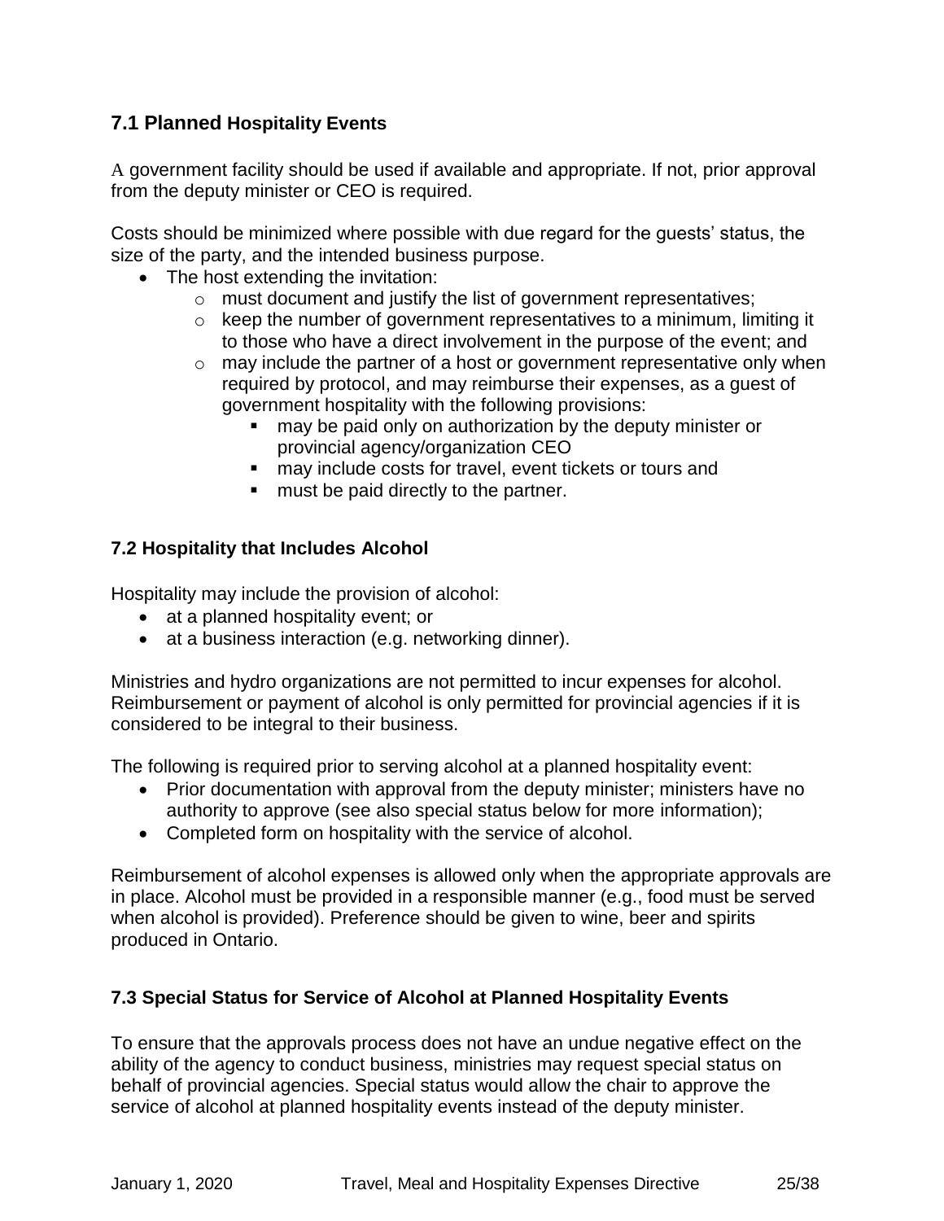### 7.1 Planned Hospitality Events

A government facility should be used if available and appropriate. If not, prior approval from the deputy minister or CEO is required.

Costs should be minimized where possible with due regard for the guests' status, the size of the party, and the intended business purpose.

- The host extending the invitation:
  - must document and justify the list of government representatives;
  - keep the number of government representatives to a minimum, limiting it to those who have a direct involvement in the purpose of the event; and
  - may include the partner of a host or government representative only when required by protocol, and may reimburse their expenses, as a guest of government hospitality with the following provisions:
    - may be paid only on authorization by the deputy minister or provincial agency/organization CEO
    - may include costs for travel, event tickets or tours and
    - must be paid directly to the partner.

### 7.2 Hospitality that Includes Alcohol

Hospitality may include the provision of alcohol:

- at a planned hospitality event; or
- at a business interaction (e.g. networking dinner).

Ministries and hydro organizations are not permitted to incur expenses for alcohol. Reimbursement or payment of alcohol is only permitted for provincial agencies if it is considered to be integral to their business.

The following is required prior to serving alcohol at a planned hospitality event:

- Prior documentation with approval from the deputy minister; ministers have no authority to approve (see also special status below for more information);
- Completed form on hospitality with the service of alcohol.

Reimbursement of alcohol expenses is allowed only when the appropriate approvals are in place. Alcohol must be provided in a responsible manner (e.g., food must be served when alcohol is provided). Preference should be given to wine, beer and spirits produced in Ontario.

### 7.3 Special Status for Service of Alcohol at Planned Hospitality Events

To ensure that the approvals process does not have an undue negative effect on the ability of the agency to conduct business, ministries may request special status on behalf of provincial agencies. Special status would allow the chair to approve the service of alcohol at planned hospitality events instead of the deputy minister.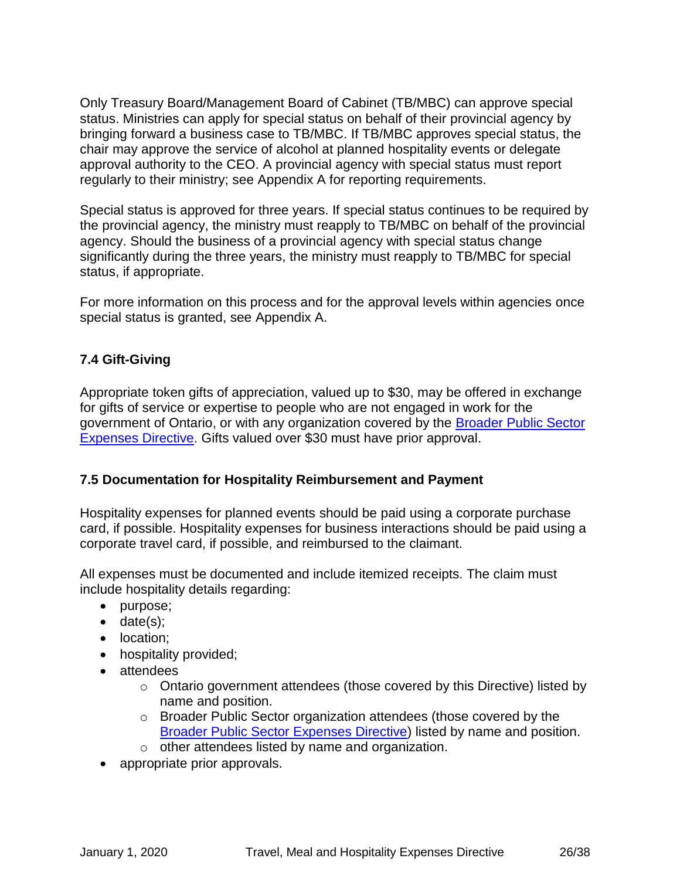Only Treasury Board/Management Board of Cabinet (TB/MBC) can approve special status. Ministries can apply for special status on behalf of their provincial agency by bringing forward a business case to TB/MBC. If TB/MBC approves special status, the chair may approve the service of alcohol at planned hospitality events or delegate approval authority to the CEO. A provincial agency with special status must report regularly to their ministry; see Appendix A for reporting requirements.

Special status is approved for three years. If special status continues to be required by the provincial agency, the ministry must reapply to TB/MBC on behalf of the provincial agency. Should the business of a provincial agency with special status change significantly during the three years, the ministry must reapply to TB/MBC for special status, if appropriate.

For more information on this process and for the approval levels within agencies once special status is granted, see Appendix A.

### 7.4 Gift-Giving

Appropriate token gifts of appreciation, valued up to $30, may be offered in exchange for gifts of service or expertise to people who are not engaged in work for the government of Ontario, or with any organization covered by the Broader Public Sector Expenses Directive. Gifts valued over $30 must have prior approval.

### 7.5 Documentation for Hospitality Reimbursement and Payment

Hospitality expenses for planned events should be paid using a corporate purchase card, if possible. Hospitality expenses for business interactions should be paid using a corporate travel card, if possible, and reimbursed to the claimant.

All expenses must be documented and include itemized receipts. The claim must include hospitality details regarding:

- purpose;
- date(s);
- location;
- hospitality provided;
- attendees
  - Ontario government attendees (those covered by this Directive) listed by name and position.
  - Broader Public Sector organization attendees (those covered by the Broader Public Sector Expenses Directive) listed by name and position.
  - other attendees listed by name and organization.
- appropriate prior approvals.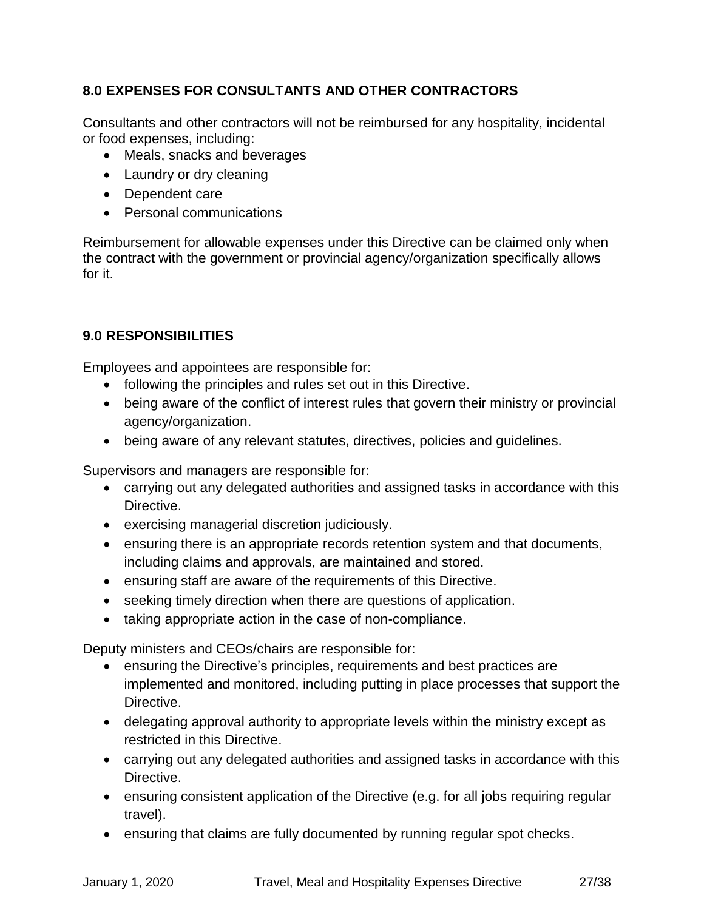## 8.0 EXPENSES FOR CONSULTANTS AND OTHER CONTRACTORS

Consultants and other contractors will not be reimbursed for any hospitality, incidental or food expenses, including:

- Meals, snacks and beverages
- Laundry or dry cleaning
- Dependent care
- Personal communications

Reimbursement for allowable expenses under this Directive can be claimed only when the contract with the government or provincial agency/organization specifically allows for it.

## 9.0 RESPONSIBILITIES

Employees and appointees are responsible for:

- following the principles and rules set out in this Directive.
- being aware of the conflict of interest rules that govern their ministry or provincial agency/organization.
- being aware of any relevant statutes, directives, policies and guidelines.

Supervisors and managers are responsible for:

- carrying out any delegated authorities and assigned tasks in accordance with this Directive.
- exercising managerial discretion judiciously.
- ensuring there is an appropriate records retention system and that documents, including claims and approvals, are maintained and stored.
- ensuring staff are aware of the requirements of this Directive.
- seeking timely direction when there are questions of application.
- taking appropriate action in the case of non-compliance.

Deputy ministers and CEOs/chairs are responsible for:

- ensuring the Directive's principles, requirements and best practices are implemented and monitored, including putting in place processes that support the Directive.
- delegating approval authority to appropriate levels within the ministry except as restricted in this Directive.
- carrying out any delegated authorities and assigned tasks in accordance with this Directive.
- ensuring consistent application of the Directive (e.g. for all jobs requiring regular travel).
- ensuring that claims are fully documented by running regular spot checks.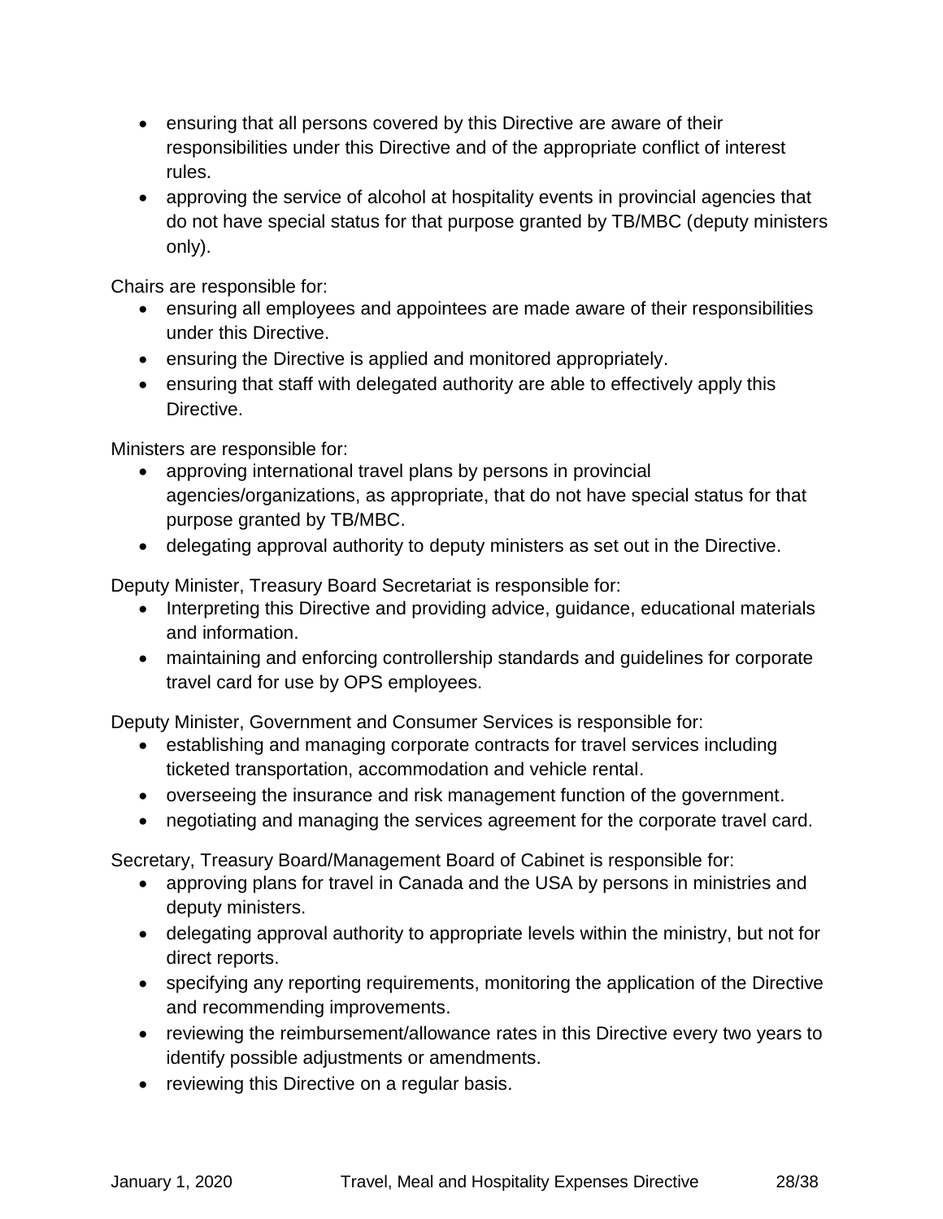- ensuring that all persons covered by this Directive are aware of their responsibilities under this Directive and of the appropriate conflict of interest rules.
- approving the service of alcohol at hospitality events in provincial agencies that do not have special status for that purpose granted by TB/MBC (deputy ministers only).

Chairs are responsible for:

- ensuring all employees and appointees are made aware of their responsibilities under this Directive.
- ensuring the Directive is applied and monitored appropriately.
- ensuring that staff with delegated authority are able to effectively apply this Directive.

Ministers are responsible for:

- approving international travel plans by persons in provincial agencies/organizations, as appropriate, that do not have special status for that purpose granted by TB/MBC.
- delegating approval authority to deputy ministers as set out in the Directive.

Deputy Minister, Treasury Board Secretariat is responsible for:

- Interpreting this Directive and providing advice, guidance, educational materials and information.
- maintaining and enforcing controllership standards and guidelines for corporate travel card for use by OPS employees.

Deputy Minister, Government and Consumer Services is responsible for:

- establishing and managing corporate contracts for travel services including ticketed transportation, accommodation and vehicle rental.
- overseeing the insurance and risk management function of the government.
- negotiating and managing the services agreement for the corporate travel card.

Secretary, Treasury Board/Management Board of Cabinet is responsible for:

- approving plans for travel in Canada and the USA by persons in ministries and deputy ministers.
- delegating approval authority to appropriate levels within the ministry, but not for direct reports.
- specifying any reporting requirements, monitoring the application of the Directive and recommending improvements.
- reviewing the reimbursement/allowance rates in this Directive every two years to identify possible adjustments or amendments.
- reviewing this Directive on a regular basis.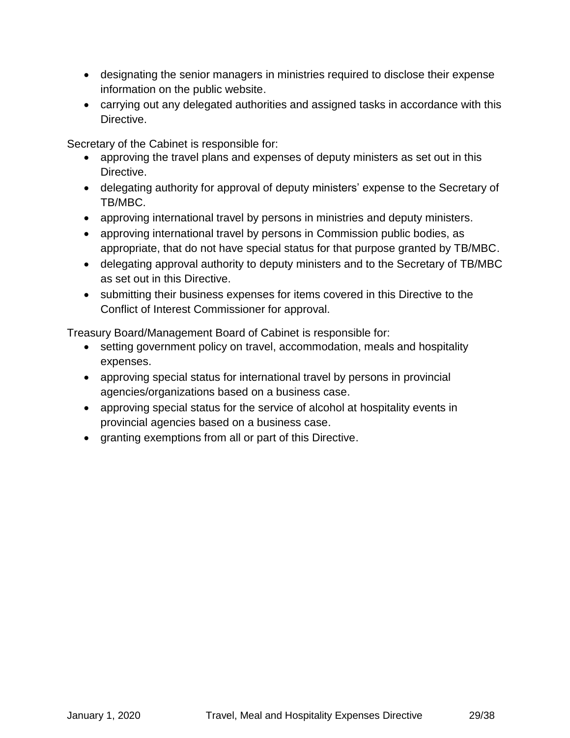- designating the senior managers in ministries required to disclose their expense information on the public website.
- carrying out any delegated authorities and assigned tasks in accordance with this Directive.

Secretary of the Cabinet is responsible for:

- approving the travel plans and expenses of deputy ministers as set out in this Directive.
- delegating authority for approval of deputy ministers' expense to the Secretary of TB/MBC.
- approving international travel by persons in ministries and deputy ministers.
- approving international travel by persons in Commission public bodies, as appropriate, that do not have special status for that purpose granted by TB/MBC.
- delegating approval authority to deputy ministers and to the Secretary of TB/MBC as set out in this Directive.
- submitting their business expenses for items covered in this Directive to the Conflict of Interest Commissioner for approval.

Treasury Board/Management Board of Cabinet is responsible for:

- setting government policy on travel, accommodation, meals and hospitality expenses.
- approving special status for international travel by persons in provincial agencies/organizations based on a business case.
- approving special status for the service of alcohol at hospitality events in provincial agencies based on a business case.
- granting exemptions from all or part of this Directive.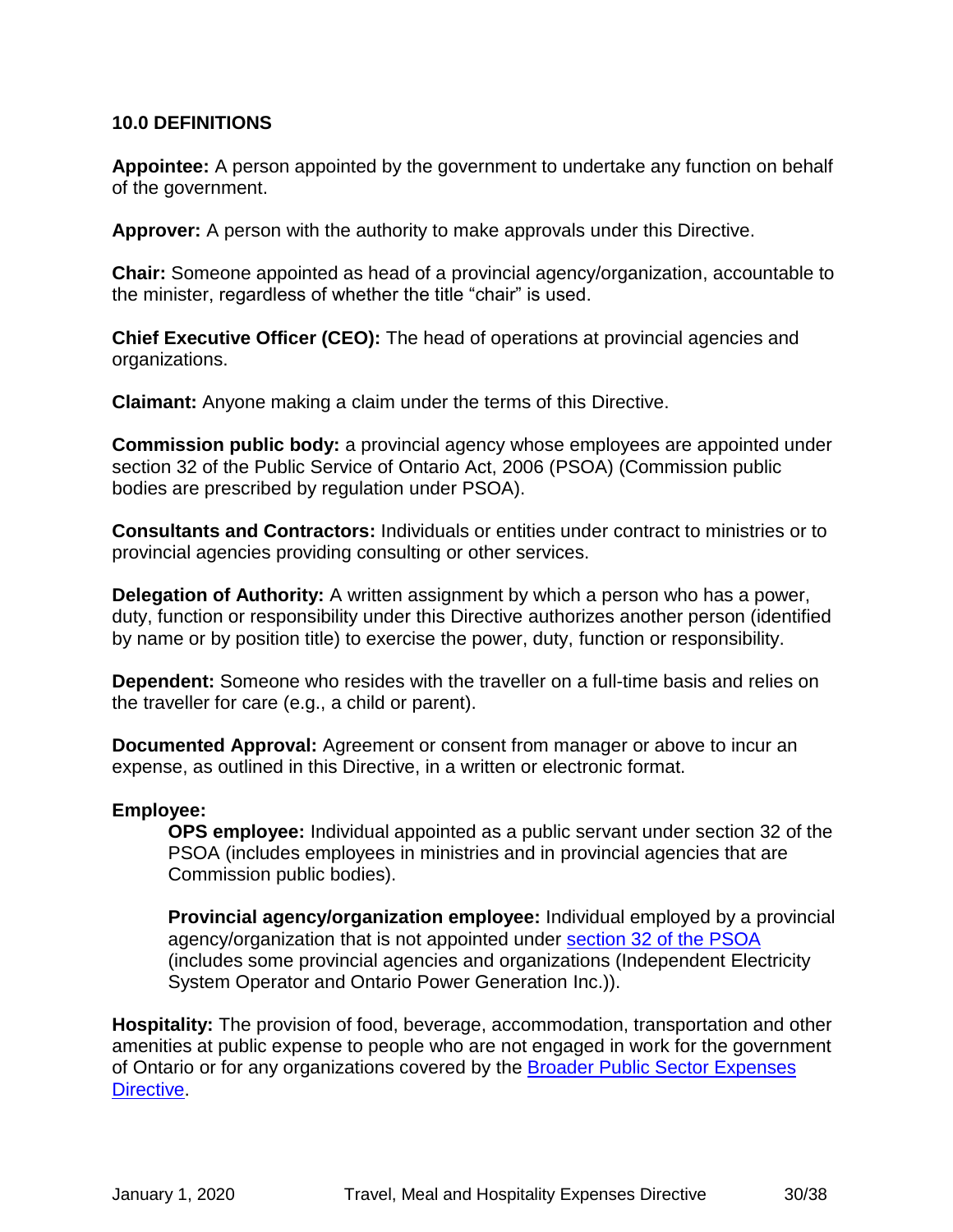## 10.0 DEFINITIONS

**Appointee:** A person appointed by the government to undertake any function on behalf of the government.

**Approver:** A person with the authority to make approvals under this Directive.

**Chair:** Someone appointed as head of a provincial agency/organization, accountable to the minister, regardless of whether the title "chair" is used.

**Chief Executive Officer (CEO):** The head of operations at provincial agencies and organizations.

**Claimant:** Anyone making a claim under the terms of this Directive.

**Commission public body:** a provincial agency whose employees are appointed under section 32 of the Public Service of Ontario Act, 2006 (PSOA) (Commission public bodies are prescribed by regulation under PSOA).

**Consultants and Contractors:** Individuals or entities under contract to ministries or to provincial agencies providing consulting or other services.

**Delegation of Authority:** A written assignment by which a person who has a power, duty, function or responsibility under this Directive authorizes another person (identified by name or by position title) to exercise the power, duty, function or responsibility.

**Dependent:** Someone who resides with the traveller on a full-time basis and relies on the traveller for care (e.g., a child or parent).

**Documented Approval:** Agreement or consent from manager or above to incur an expense, as outlined in this Directive, in a written or electronic format.

**Employee:**

> **OPS employee:** Individual appointed as a public servant under section 32 of the PSOA (includes employees in ministries and in provincial agencies that are Commission public bodies).
>
> **Provincial agency/organization employee:** Individual employed by a provincial agency/organization that is not appointed under section 32 of the PSOA (includes some provincial agencies and organizations (Independent Electricity System Operator and Ontario Power Generation Inc.)).

**Hospitality:** The provision of food, beverage, accommodation, transportation and other amenities at public expense to people who are not engaged in work for the government of Ontario or for any organizations covered by the Broader Public Sector Expenses Directive.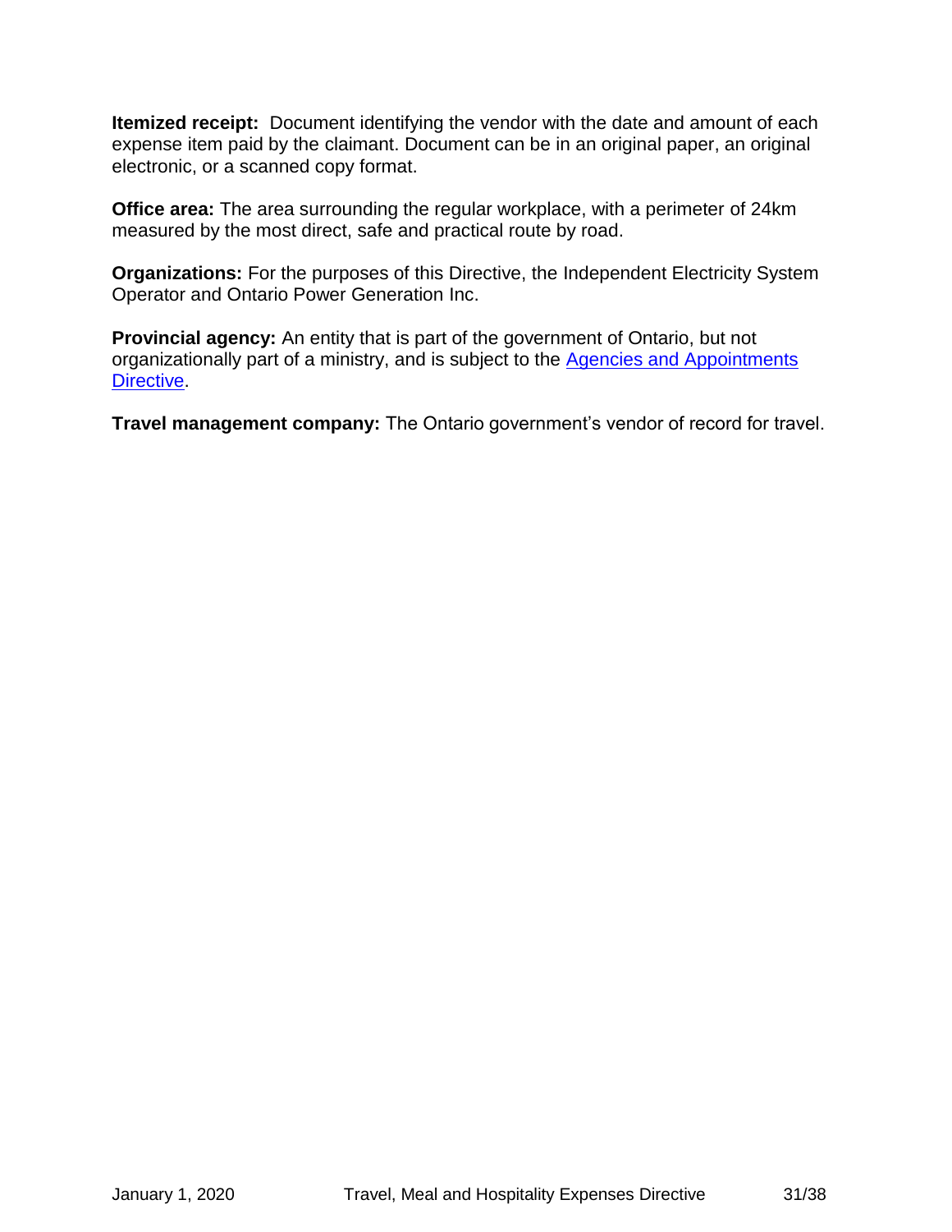**Itemized receipt:** Document identifying the vendor with the date and amount of each expense item paid by the claimant. Document can be in an original paper, an original electronic, or a scanned copy format.

**Office area:** The area surrounding the regular workplace, with a perimeter of 24km measured by the most direct, safe and practical route by road.

**Organizations:** For the purposes of this Directive, the Independent Electricity System Operator and Ontario Power Generation Inc.

**Provincial agency:** An entity that is part of the government of Ontario, but not organizationally part of a ministry, and is subject to the Agencies and Appointments Directive.

**Travel management company:** The Ontario government's vendor of record for travel.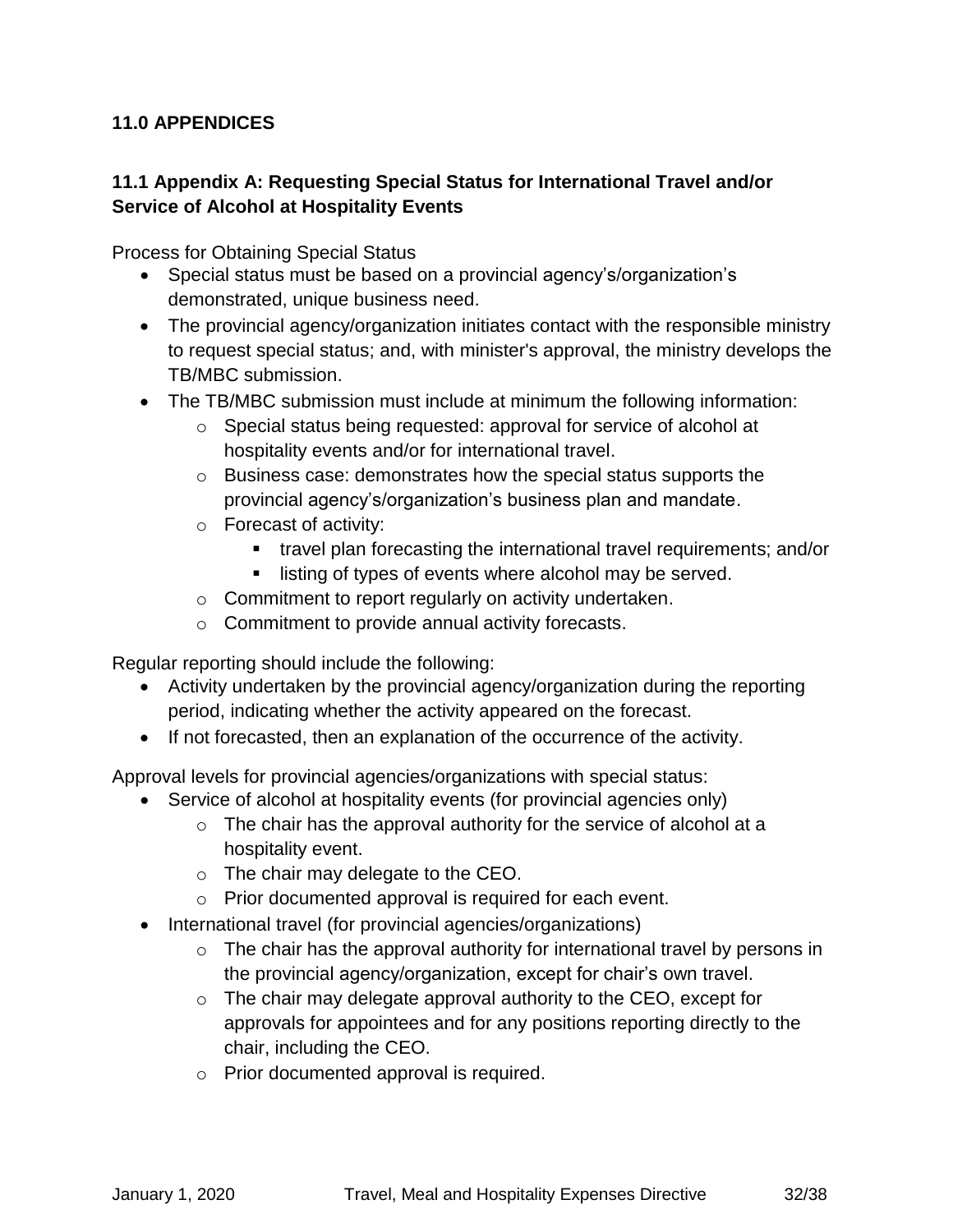## 11.0 APPENDICES

### 11.1 Appendix A: Requesting Special Status for International Travel and/or Service of Alcohol at Hospitality Events

Process for Obtaining Special Status

- Special status must be based on a provincial agency's/organization's demonstrated, unique business need.
- The provincial agency/organization initiates contact with the responsible ministry to request special status; and, with minister's approval, the ministry develops the TB/MBC submission.
- The TB/MBC submission must include at minimum the following information:
  - Special status being requested: approval for service of alcohol at hospitality events and/or for international travel.
  - Business case: demonstrates how the special status supports the provincial agency's/organization's business plan and mandate.
  - Forecast of activity:
    - travel plan forecasting the international travel requirements; and/or
    - listing of types of events where alcohol may be served.
  - Commitment to report regularly on activity undertaken.
  - Commitment to provide annual activity forecasts.

Regular reporting should include the following:

- Activity undertaken by the provincial agency/organization during the reporting period, indicating whether the activity appeared on the forecast.
- If not forecasted, then an explanation of the occurrence of the activity.

Approval levels for provincial agencies/organizations with special status:

- Service of alcohol at hospitality events (for provincial agencies only)
  - The chair has the approval authority for the service of alcohol at a hospitality event.
  - The chair may delegate to the CEO.
  - Prior documented approval is required for each event.
- International travel (for provincial agencies/organizations)
  - The chair has the approval authority for international travel by persons in the provincial agency/organization, except for chair's own travel.
  - The chair may delegate approval authority to the CEO, except for approvals for appointees and for any positions reporting directly to the chair, including the CEO.
  - Prior documented approval is required.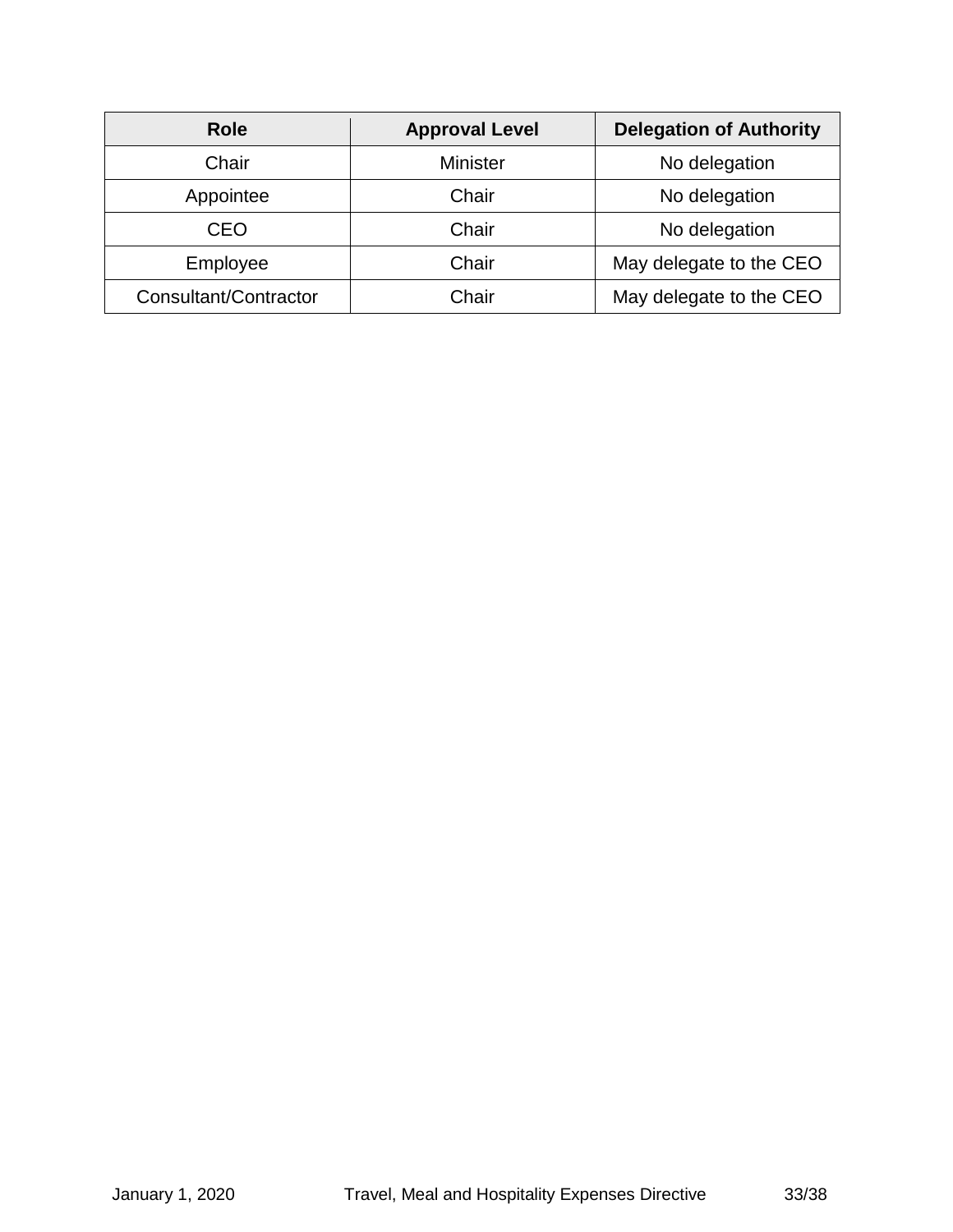| Role | Approval Level | Delegation of Authority |
|---|---|---|
| Chair | Minister | No delegation |
| Appointee | Chair | No delegation |
| CEO | Chair | No delegation |
| Employee | Chair | May delegate to the CEO |
| Consultant/Contractor | Chair | May delegate to the CEO |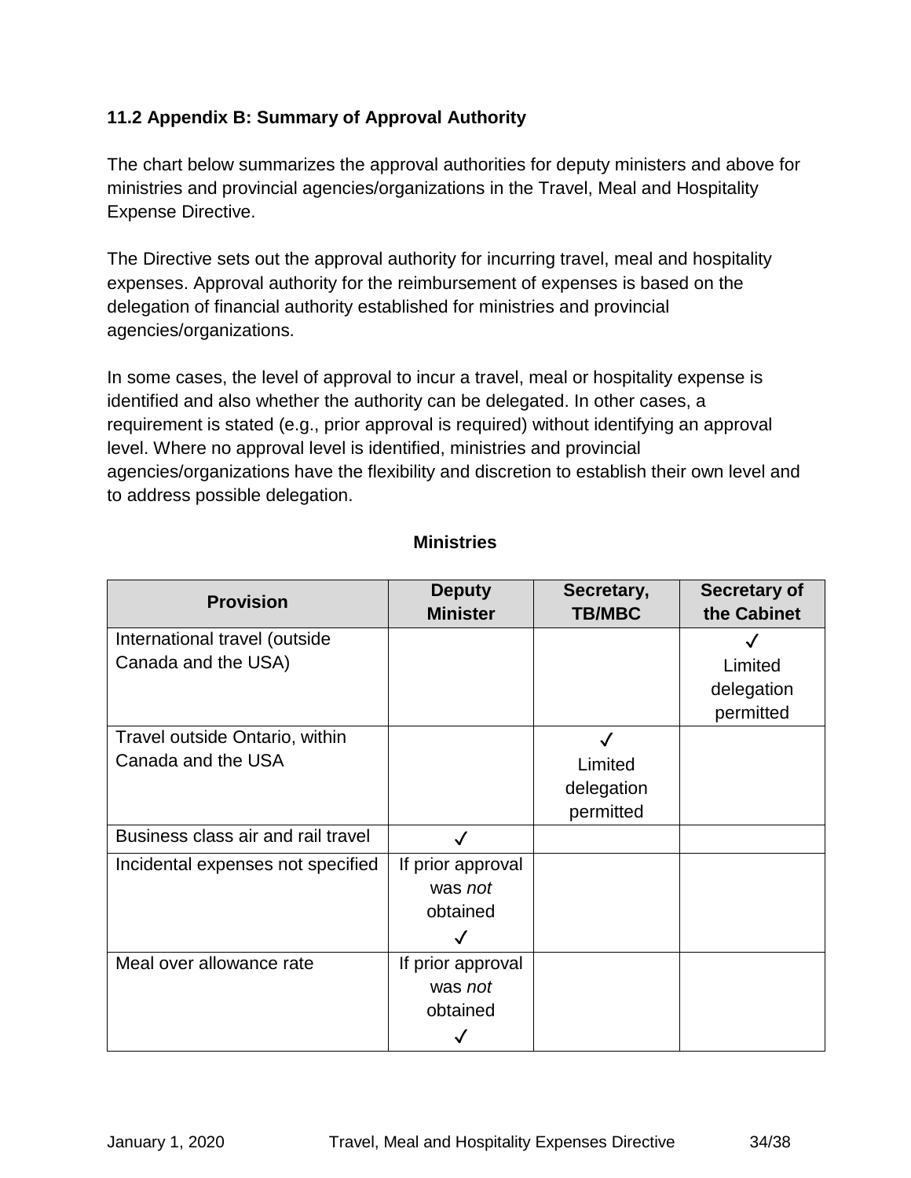### 11.2 Appendix B: Summary of Approval Authority

The chart below summarizes the approval authorities for deputy ministers and above for ministries and provincial agencies/organizations in the Travel, Meal and Hospitality Expense Directive.

The Directive sets out the approval authority for incurring travel, meal and hospitality expenses. Approval authority for the reimbursement of expenses is based on the delegation of financial authority established for ministries and provincial agencies/organizations.

In some cases, the level of approval to incur a travel, meal or hospitality expense is identified and also whether the authority can be delegated. In other cases, a requirement is stated (e.g., prior approval is required) without identifying an approval level. Where no approval level is identified, ministries and provincial agencies/organizations have the flexibility and discretion to establish their own level and to address possible delegation.

**Ministries**

| Provision | Deputy Minister | Secretary, TB/MBC | Secretary of the Cabinet |
| --- | --- | --- | --- |
| International travel (outside Canada and the USA) | | | ✓ Limited delegation permitted |
| Travel outside Ontario, within Canada and the USA | | ✓ Limited delegation permitted | |
| Business class air and rail travel | ✓ | | |
| Incidental expenses not specified | If prior approval was *not* obtained ✓ | | |
| Meal over allowance rate | If prior approval was *not* obtained ✓ | | |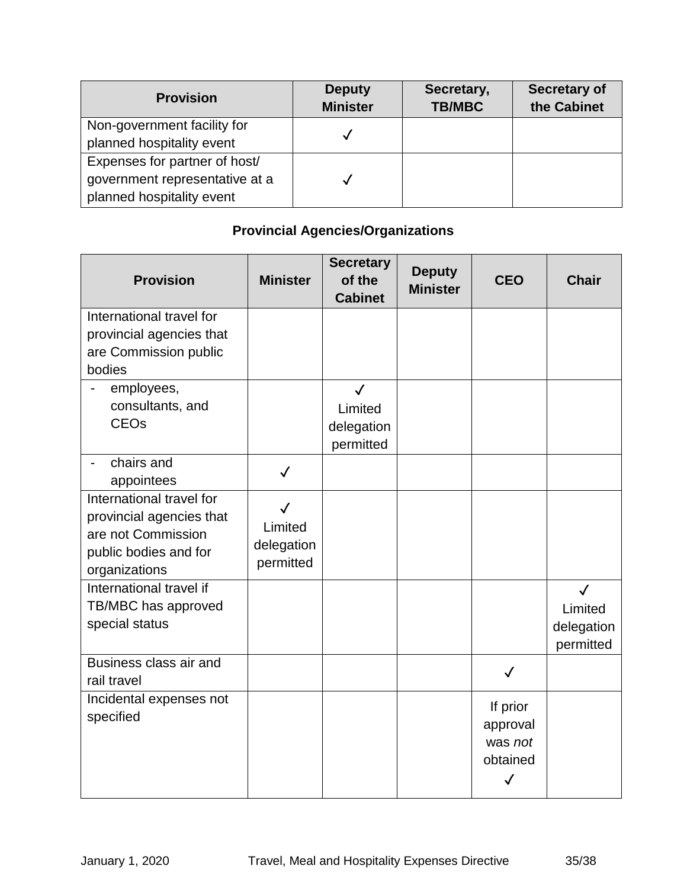| Provision | Deputy Minister | Secretary, TB/MBC | Secretary of the Cabinet |
|---|---|---|---|
| Non-government facility for planned hospitality event | ✓ | | |
| Expenses for partner of host/ government representative at a planned hospitality event | ✓ | | |

### Provincial Agencies/Organizations

| Provision | Minister | Secretary of the Cabinet | Deputy Minister | CEO | Chair |
|---|---|---|---|---|---|
| International travel for provincial agencies that are Commission public bodies | | | | | |
| - employees, consultants, and CEOs | | ✓ Limited delegation permitted | | | |
| - chairs and appointees | ✓ | | | | |
| International travel for provincial agencies that are not Commission public bodies and for organizations | ✓ Limited delegation permitted | | | | |
| International travel if TB/MBC has approved special status | | | | | ✓ Limited delegation permitted |
| Business class air and rail travel | | | | ✓ | |
| Incidental expenses not specified | | | | If prior approval was *not* obtained ✓ | |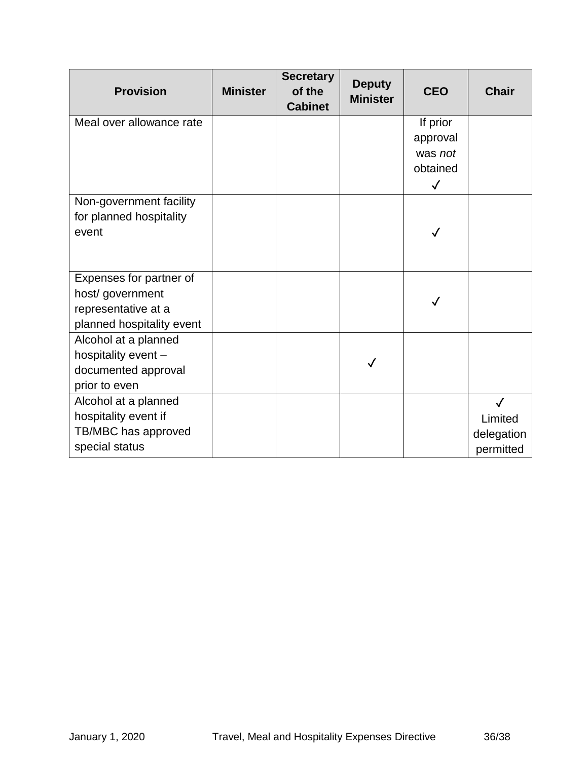| Provision | Minister | Secretary of the Cabinet | Deputy Minister | CEO | Chair |
|---|---|---|---|---|---|
| Meal over allowance rate | | | | If prior approval was *not* obtained ✓ | |
| Non-government facility for planned hospitality event | | | | ✓ | |
| Expenses for partner of host/ government representative at a planned hospitality event | | | | ✓ | |
| Alcohol at a planned hospitality event – documented approval prior to even | | | ✓ | | |
| Alcohol at a planned hospitality event if TB/MBC has approved special status | | | | | ✓ Limited delegation permitted |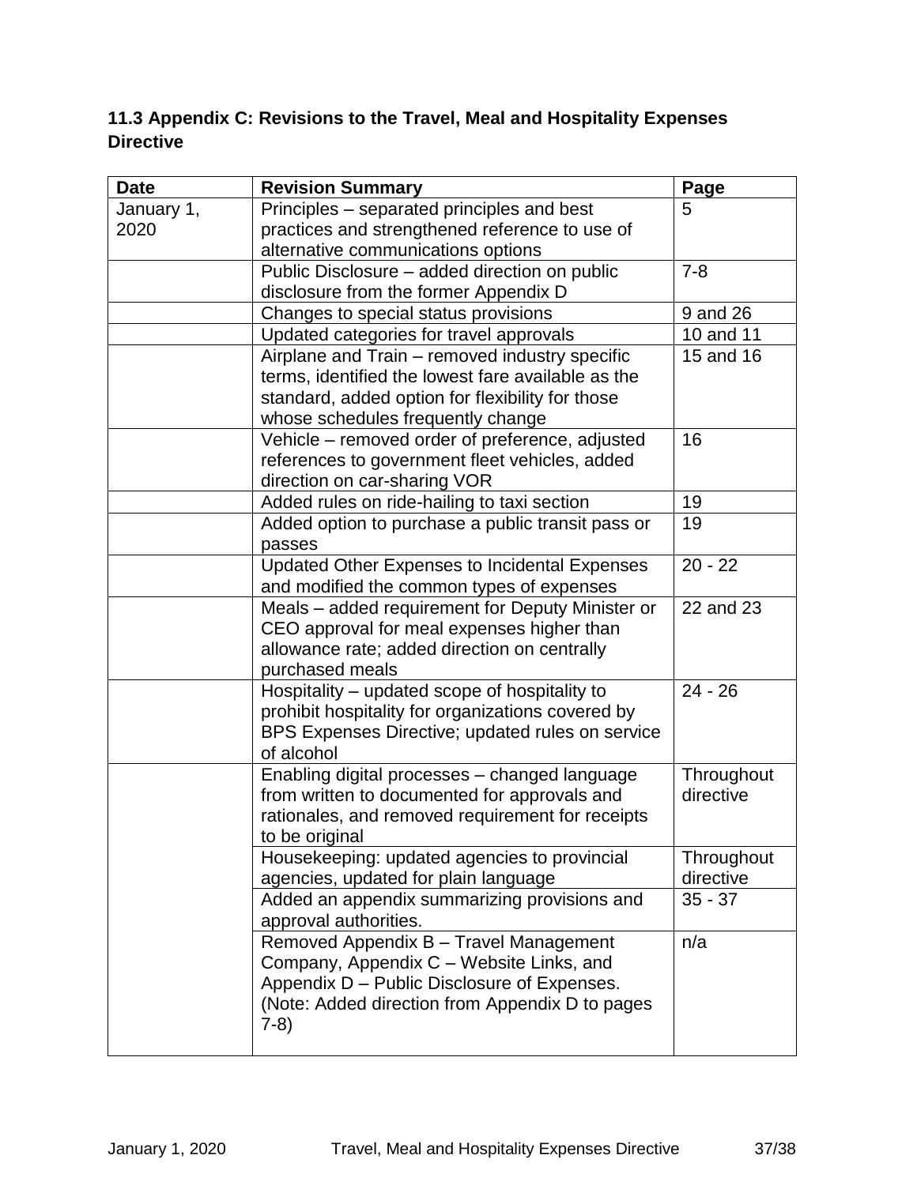### 11.3 Appendix C: Revisions to the Travel, Meal and Hospitality Expenses Directive

| Date | Revision Summary | Page |
|---|---|---|
| January 1, 2020 | Principles – separated principles and best practices and strengthened reference to use of alternative communications options | 5 |
| | Public Disclosure – added direction on public disclosure from the former Appendix D | 7-8 |
| | Changes to special status provisions | 9 and 26 |
| | Updated categories for travel approvals | 10 and 11 |
| | Airplane and Train – removed industry specific terms, identified the lowest fare available as the standard, added option for flexibility for those whose schedules frequently change | 15 and 16 |
| | Vehicle – removed order of preference, adjusted references to government fleet vehicles, added direction on car-sharing VOR | 16 |
| | Added rules on ride-hailing to taxi section | 19 |
| | Added option to purchase a public transit pass or passes | 19 |
| | Updated Other Expenses to Incidental Expenses and modified the common types of expenses | 20 - 22 |
| | Meals – added requirement for Deputy Minister or CEO approval for meal expenses higher than allowance rate; added direction on centrally purchased meals | 22 and 23 |
| | Hospitality – updated scope of hospitality to prohibit hospitality for organizations covered by BPS Expenses Directive; updated rules on service of alcohol | 24 - 26 |
| | Enabling digital processes – changed language from written to documented for approvals and rationales, and removed requirement for receipts to be original | Throughout directive |
| | Housekeeping: updated agencies to provincial agencies, updated for plain language | Throughout directive |
| | Added an appendix summarizing provisions and approval authorities. | 35 - 37 |
| | Removed Appendix B – Travel Management Company, Appendix C – Website Links, and Appendix D – Public Disclosure of Expenses. (Note: Added direction from Appendix D to pages 7-8) | n/a |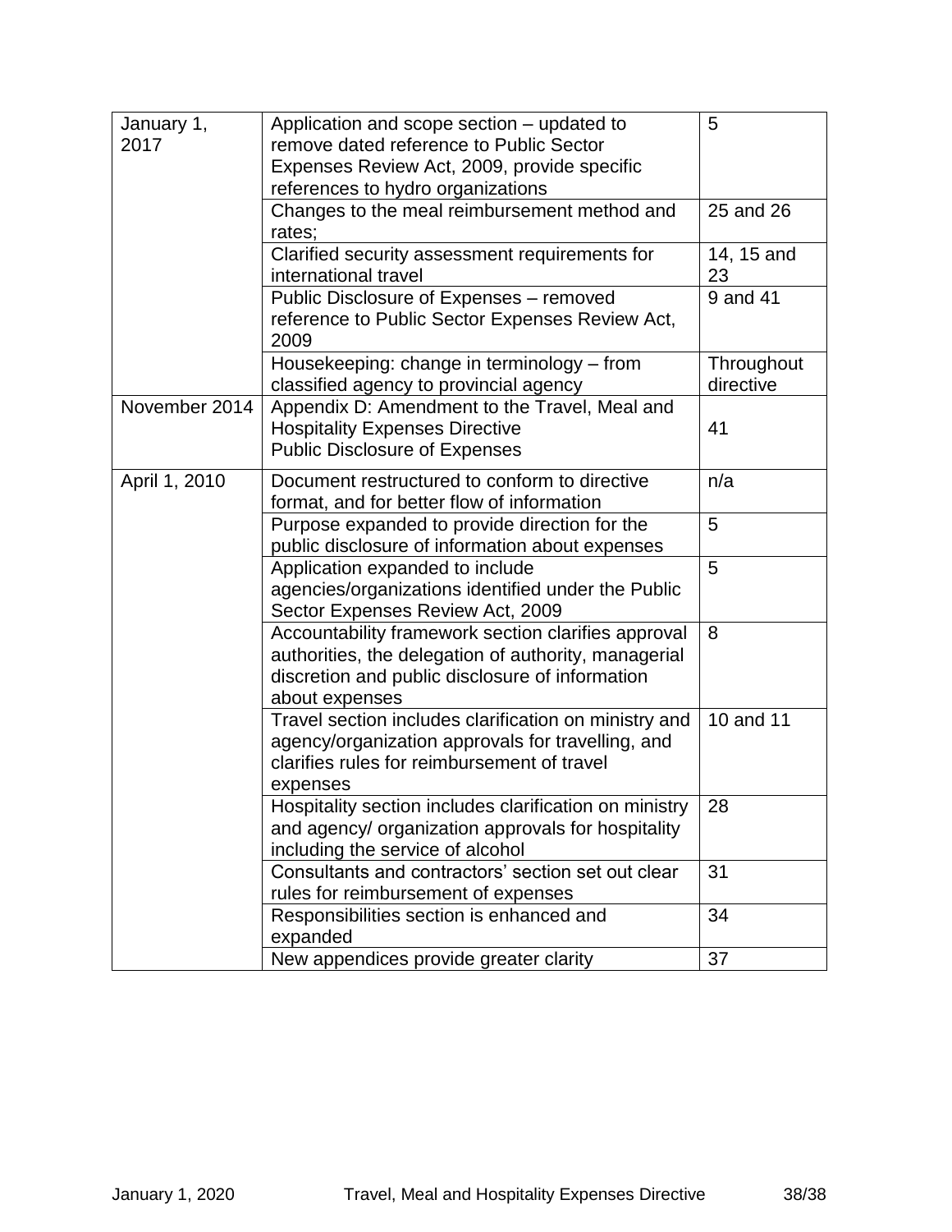| | | |
|---|---|---|
| January 1, 2017 | Application and scope section – updated to remove dated reference to Public Sector Expenses Review Act, 2009, provide specific references to hydro organizations | 5 |
| | Changes to the meal reimbursement method and rates; | 25 and 26 |
| | Clarified security assessment requirements for international travel | 14, 15 and 23 |
| | Public Disclosure of Expenses – removed reference to Public Sector Expenses Review Act, 2009 | 9 and 41 |
| | Housekeeping: change in terminology – from classified agency to provincial agency | Throughout directive |
| November 2014 | Appendix D: Amendment to the Travel, Meal and Hospitality Expenses Directive Public Disclosure of Expenses | 41 |
| April 1, 2010 | Document restructured to conform to directive format, and for better flow of information | n/a |
| | Purpose expanded to provide direction for the public disclosure of information about expenses | 5 |
| | Application expanded to include agencies/organizations identified under the Public Sector Expenses Review Act, 2009 | 5 |
| | Accountability framework section clarifies approval authorities, the delegation of authority, managerial discretion and public disclosure of information about expenses | 8 |
| | Travel section includes clarification on ministry and agency/organization approvals for travelling, and clarifies rules for reimbursement of travel expenses | 10 and 11 |
| | Hospitality section includes clarification on ministry and agency/ organization approvals for hospitality including the service of alcohol | 28 |
| | Consultants and contractors' section set out clear rules for reimbursement of expenses | 31 |
| | Responsibilities section is enhanced and expanded | 34 |
| | New appendices provide greater clarity | 37 |